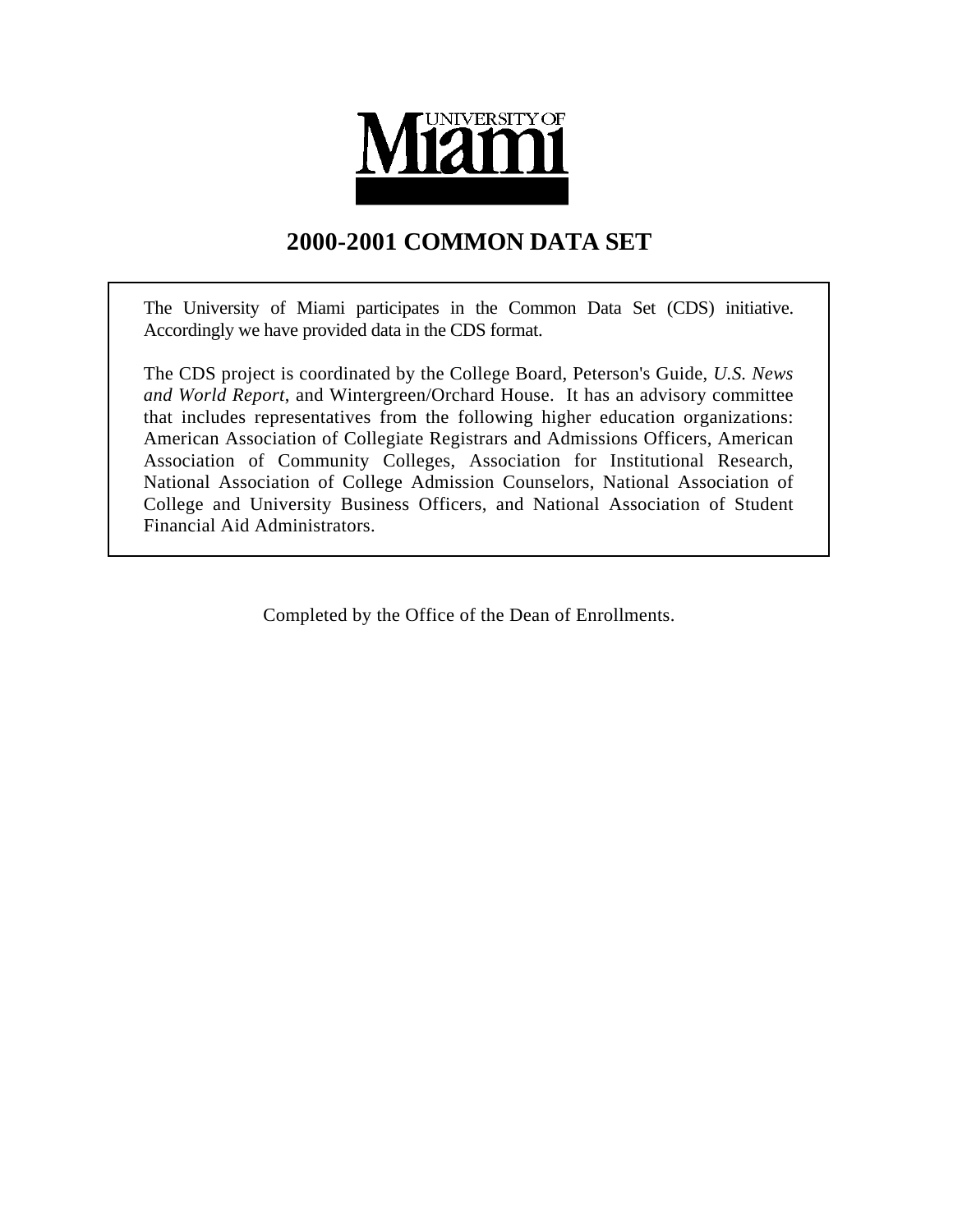UNIVERSITY OF Miami

# 2000-2001 COMMON DATA SET

The University of Miami participates in the Common Data Set (CDS) initiative. Accordingly we have provided data in the CDS format.

The CDS project is coordinated by the College Board, Peterson's Guide, *U.S. News and World Report*, and Wintergreen/Orchard House. It has an advisory committee that includes representatives from the following higher education organizations: American Association of Collegiate Registrars and Admissions Officers, American Association of Community Colleges, Association for Institutional Research, National Association of College Admission Counselors, National Association of College and University Business Officers, and National Association of Student Financial Aid Administrators.

Completed by the Office of the Dean of Enrollments.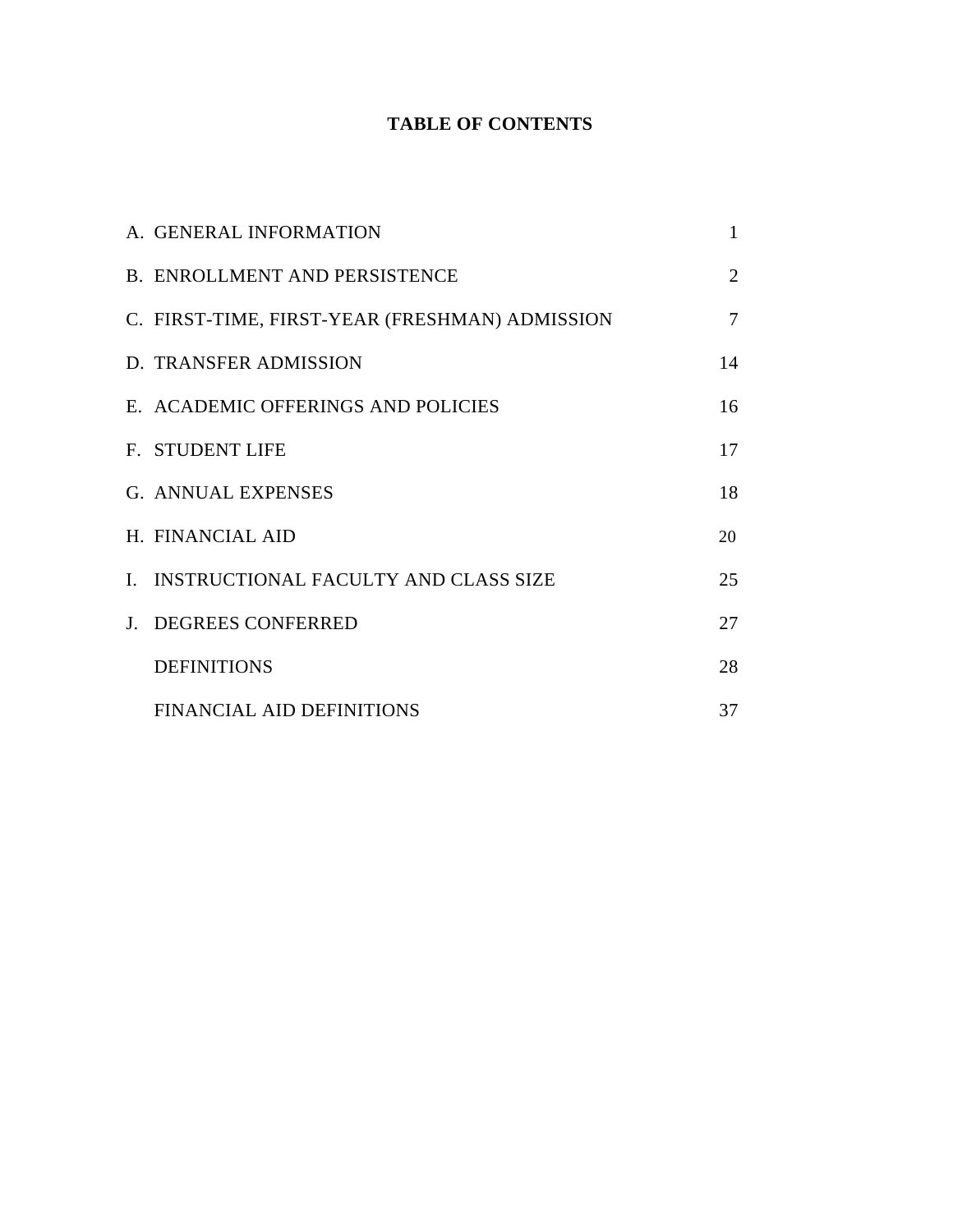# TABLE OF CONTENTS

| | | |
|---|---|---|
| A. | GENERAL INFORMATION | 1 |
| B. | ENROLLMENT AND PERSISTENCE | 2 |
| C. | FIRST-TIME, FIRST-YEAR (FRESHMAN) ADMISSION | 7 |
| D. | TRANSFER ADMISSION | 14 |
| E. | ACADEMIC OFFERINGS AND POLICIES | 16 |
| F. | STUDENT LIFE | 17 |
| G. | ANNUAL EXPENSES | 18 |
| H. | FINANCIAL AID | 20 |
| I. | INSTRUCTIONAL FACULTY AND CLASS SIZE | 25 |
| J. | DEGREES CONFERRED | 27 |
| | DEFINITIONS | 28 |
| | FINANCIAL AID DEFINITIONS | 37 |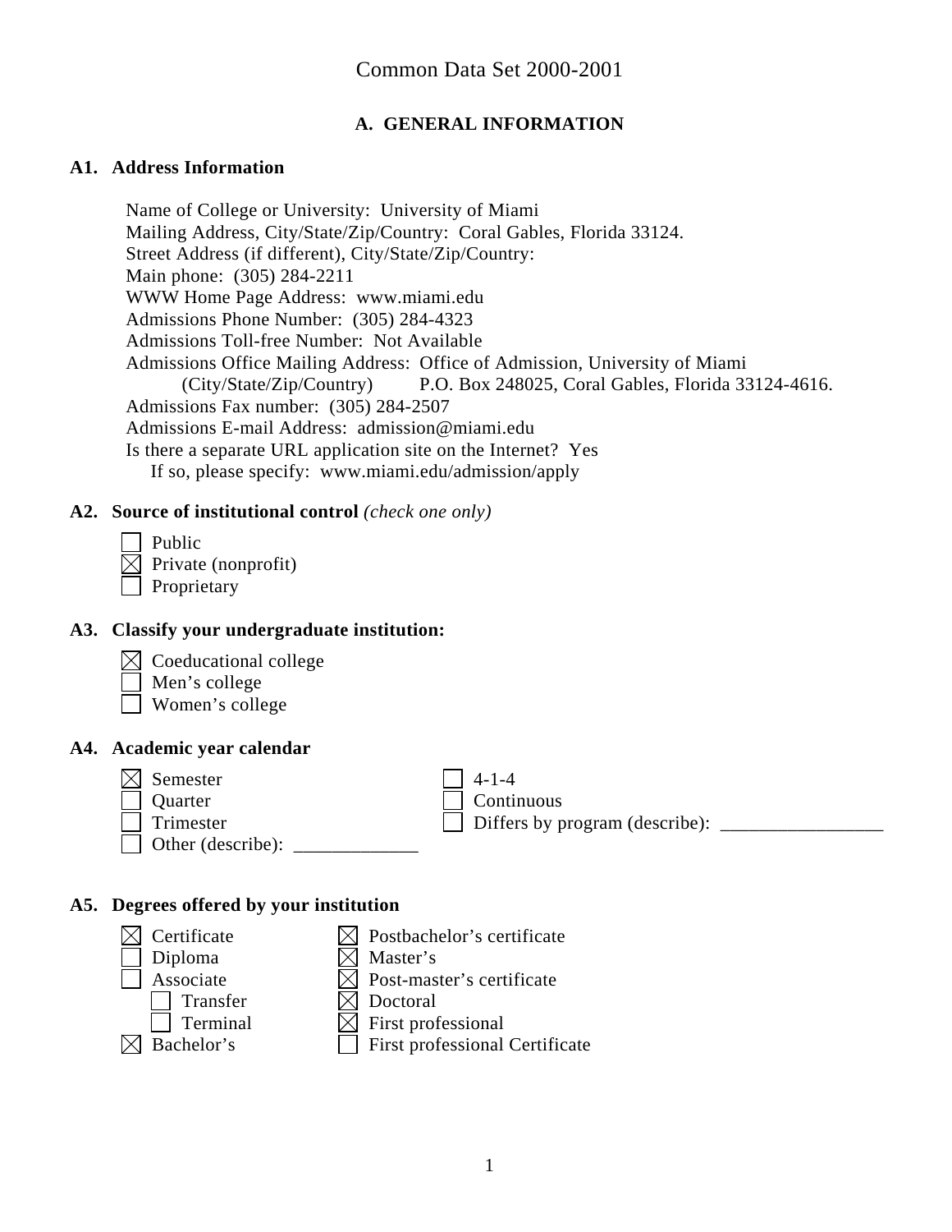Common Data Set 2000-2001

## A. GENERAL INFORMATION

### A1. Address Information

Name of College or University: University of Miami
Mailing Address, City/State/Zip/Country: Coral Gables, Florida 33124.
Street Address (if different), City/State/Zip/Country:
Main phone: (305) 284-2211
WWW Home Page Address: www.miami.edu
Admissions Phone Number: (305) 284-4323
Admissions Toll-free Number: Not Available
Admissions Office Mailing Address: Office of Admission, University of Miami
(City/State/Zip/Country) P.O. Box 248025, Coral Gables, Florida 33124-4616.
Admissions Fax number: (305) 284-2507
Admissions E-mail Address: admission@miami.edu
Is there a separate URL application site on the Internet? Yes
If so, please specify: www.miami.edu/admission/apply

### A2. Source of institutional control *(check one only)*

- ☐ Public
- ☒ Private (nonprofit)
- ☐ Proprietary

### A3. Classify your undergraduate institution:

- ☒ Coeducational college
- ☐ Men's college
- ☐ Women's college

### A4. Academic year calendar

- ☒ Semester
- ☐ Quarter
- ☐ Trimester
- ☐ Other (describe): _____________
- ☐ 4-1-4
- ☐ Continuous
- ☐ Differs by program (describe): _________________

### A5. Degrees offered by your institution

- ☒ Certificate
- ☐ Diploma
- ☐ Associate
  - ☐ Transfer
  - ☐ Terminal
- ☒ Bachelor's
- ☒ Postbachelor's certificate
- ☒ Master's
- ☒ Post-master's certificate
- ☒ Doctoral
- ☒ First professional
- ☐ First professional Certificate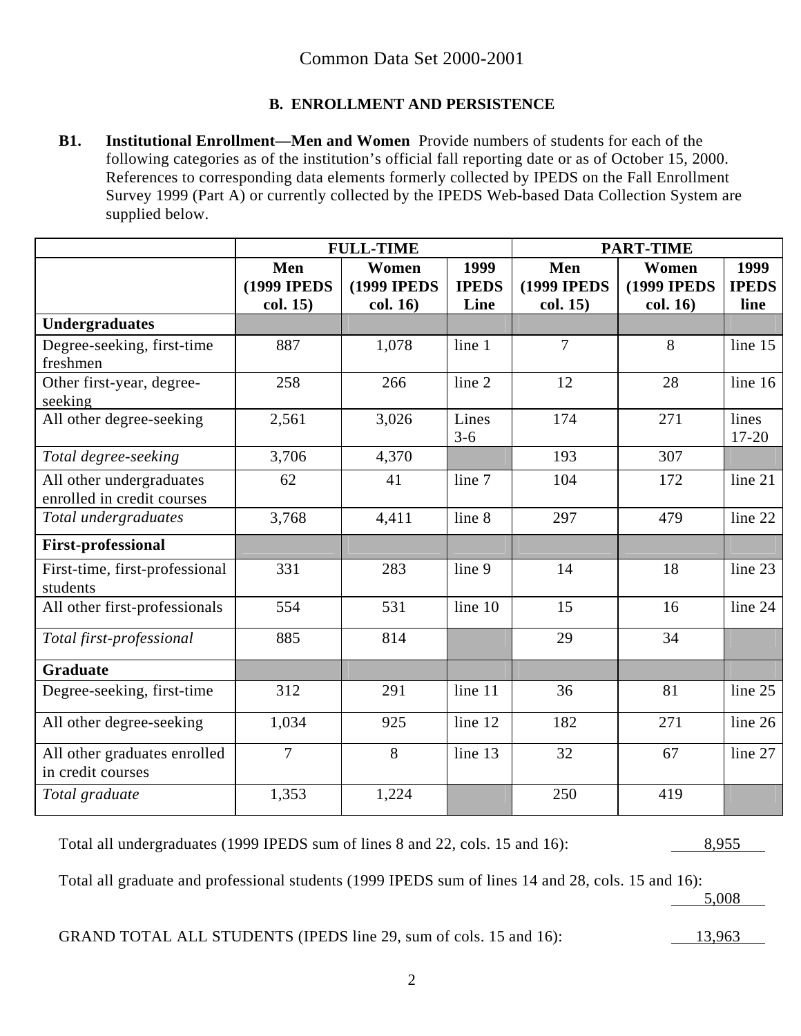Common Data Set 2000-2001

## B. ENROLLMENT AND PERSISTENCE

**B1. Institutional Enrollment—Men and Women** Provide numbers of students for each of the following categories as of the institution's official fall reporting date or as of October 15, 2000. References to corresponding data elements formerly collected by IPEDS on the Fall Enrollment Survey 1999 (Part A) or currently collected by the IPEDS Web-based Data Collection System are supplied below.

| | FULL-TIME | | | PART-TIME | | |
|---|---|---|---|---|---|---|
| | **Men (1999 IPEDS col. 15)** | **Women (1999 IPEDS col. 16)** | **1999 IPEDS Line** | **Men (1999 IPEDS col. 15)** | **Women (1999 IPEDS col. 16)** | **1999 IPEDS line** |
| **Undergraduates** | | | | | | |
| Degree-seeking, first-time freshmen | 887 | 1,078 | line 1 | 7 | 8 | line 15 |
| Other first-year, degree-seeking | 258 | 266 | line 2 | 12 | 28 | line 16 |
| All other degree-seeking | 2,561 | 3,026 | Lines 3-6 | 174 | 271 | lines 17-20 |
| *Total degree-seeking* | 3,706 | 4,370 | | 193 | 307 | |
| All other undergraduates enrolled in credit courses | 62 | 41 | line 7 | 104 | 172 | line 21 |
| *Total undergraduates* | 3,768 | 4,411 | line 8 | 297 | 479 | line 22 |
| **First-professional** | | | | | | |
| First-time, first-professional students | 331 | 283 | line 9 | 14 | 18 | line 23 |
| All other first-professionals | 554 | 531 | line 10 | 15 | 16 | line 24 |
| *Total first-professional* | 885 | 814 | | 29 | 34 | |
| **Graduate** | | | | | | |
| Degree-seeking, first-time | 312 | 291 | line 11 | 36 | 81 | line 25 |
| All other degree-seeking | 1,034 | 925 | line 12 | 182 | 271 | line 26 |
| All other graduates enrolled in credit courses | 7 | 8 | line 13 | 32 | 67 | line 27 |
| *Total graduate* | 1,353 | 1,224 | | 250 | 419 | |

Total all undergraduates (1999 IPEDS sum of lines 8 and 22, cols. 15 and 16): 8,955

Total all graduate and professional students (1999 IPEDS sum of lines 14 and 28, cols. 15 and 16): 5,008

GRAND TOTAL ALL STUDENTS (IPEDS line 29, sum of cols. 15 and 16): 13,963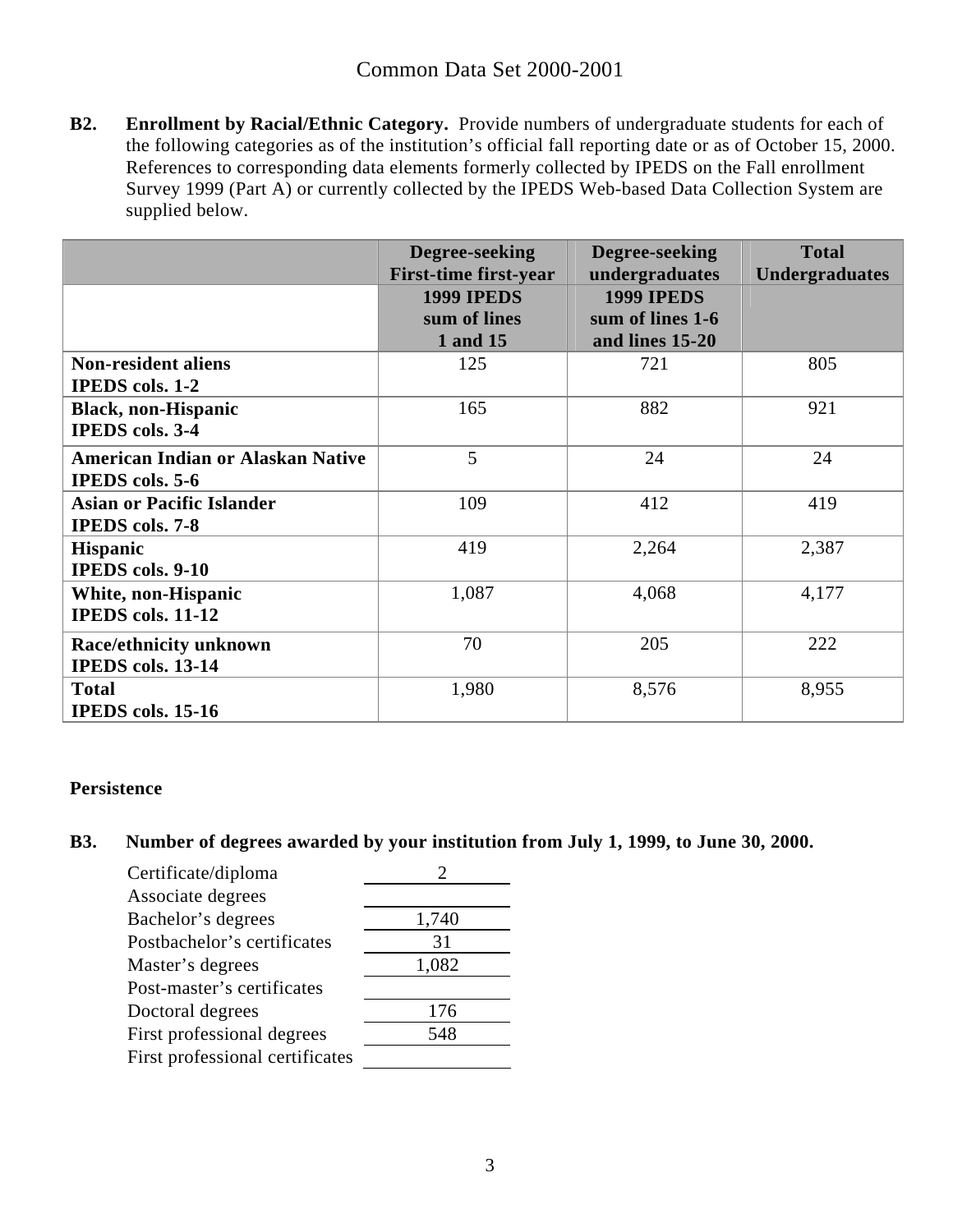**B2. Enrollment by Racial/Ethnic Category.** Provide numbers of undergraduate students for each of the following categories as of the institution's official fall reporting date or as of October 15, 2000. References to corresponding data elements formerly collected by IPEDS on the Fall enrollment Survey 1999 (Part A) or currently collected by the IPEDS Web-based Data Collection System are supplied below.

| | Degree-seeking First-time first-year | Degree-seeking undergraduates | Total Undergraduates |
|---|---|---|---|
| | 1999 IPEDS sum of lines 1 and 15 | 1999 IPEDS sum of lines 1-6 and lines 15-20 | |
| **Non-resident aliens IPEDS cols. 1-2** | 125 | 721 | 805 |
| **Black, non-Hispanic IPEDS cols. 3-4** | 165 | 882 | 921 |
| **American Indian or Alaskan Native IPEDS cols. 5-6** | 5 | 24 | 24 |
| **Asian or Pacific Islander IPEDS cols. 7-8** | 109 | 412 | 419 |
| **Hispanic IPEDS cols. 9-10** | 419 | 2,264 | 2,387 |
| **White, non-Hispanic IPEDS cols. 11-12** | 1,087 | 4,068 | 4,177 |
| **Race/ethnicity unknown IPEDS cols. 13-14** | 70 | 205 | 222 |
| **Total IPEDS cols. 15-16** | 1,980 | 8,576 | 8,955 |

**Persistence**

**B3. Number of degrees awarded by your institution from July 1, 1999, to June 30, 2000.**

| | |
|---|---|
| Certificate/diploma | 2 |
| Associate degrees | |
| Bachelor's degrees | 1,740 |
| Postbachelor's certificates | 31 |
| Master's degrees | 1,082 |
| Post-master's certificates | |
| Doctoral degrees | 176 |
| First professional degrees | 548 |
| First professional certificates | |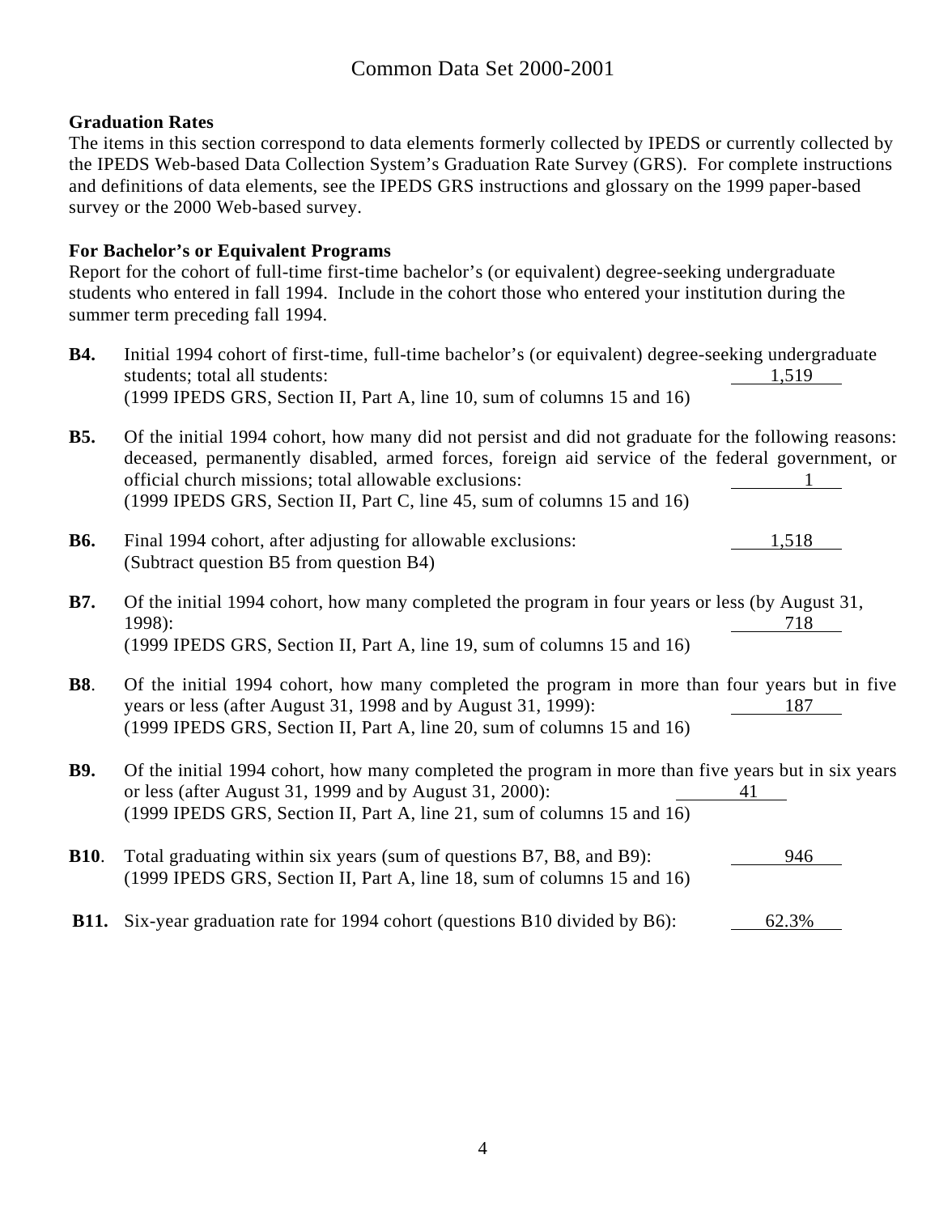Common Data Set 2000-2001

**Graduation Rates**

The items in this section correspond to data elements formerly collected by IPEDS or currently collected by the IPEDS Web-based Data Collection System's Graduation Rate Survey (GRS). For complete instructions and definitions of data elements, see the IPEDS GRS instructions and glossary on the 1999 paper-based survey or the 2000 Web-based survey.

**For Bachelor's or Equivalent Programs**

Report for the cohort of full-time first-time bachelor's (or equivalent) degree-seeking undergraduate students who entered in fall 1994. Include in the cohort those who entered your institution during the summer term preceding fall 1994.

**B4.** Initial 1994 cohort of first-time, full-time bachelor's (or equivalent) degree-seeking undergraduate students; total all students: 1,519
(1999 IPEDS GRS, Section II, Part A, line 10, sum of columns 15 and 16)

**B5.** Of the initial 1994 cohort, how many did not persist and did not graduate for the following reasons: deceased, permanently disabled, armed forces, foreign aid service of the federal government, or official church missions; total allowable exclusions: 1
(1999 IPEDS GRS, Section II, Part C, line 45, sum of columns 15 and 16)

**B6.** Final 1994 cohort, after adjusting for allowable exclusions: 1,518
(Subtract question B5 from question B4)

**B7.** Of the initial 1994 cohort, how many completed the program in four years or less (by August 31, 1998): 718
(1999 IPEDS GRS, Section II, Part A, line 19, sum of columns 15 and 16)

**B8**. Of the initial 1994 cohort, how many completed the program in more than four years but in five years or less (after August 31, 1998 and by August 31, 1999): 187
(1999 IPEDS GRS, Section II, Part A, line 20, sum of columns 15 and 16)

**B9.** Of the initial 1994 cohort, how many completed the program in more than five years but in six years or less (after August 31, 1999 and by August 31, 2000): 41
(1999 IPEDS GRS, Section II, Part A, line 21, sum of columns 15 and 16)

**B10**. Total graduating within six years (sum of questions B7, B8, and B9): 946
(1999 IPEDS GRS, Section II, Part A, line 18, sum of columns 15 and 16)

**B11.** Six-year graduation rate for 1994 cohort (questions B10 divided by B6): 62.3%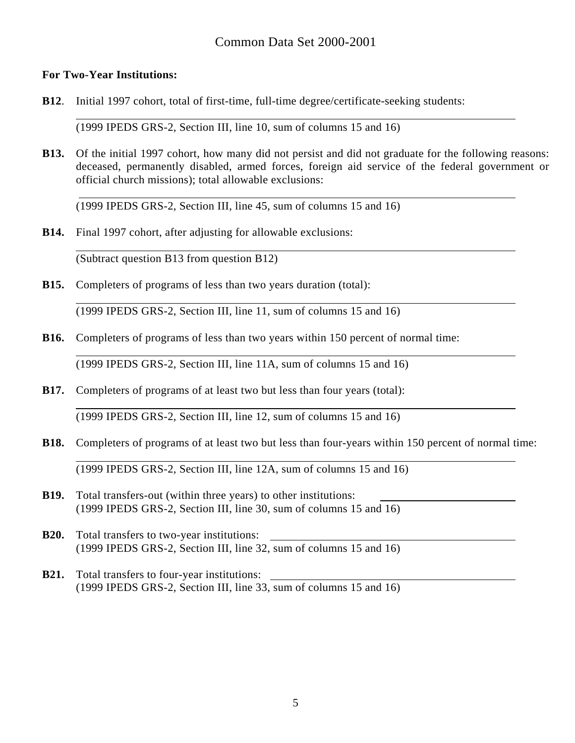## For Two-Year Institutions:

**B12**. Initial 1997 cohort, total of first-time, full-time degree/certificate-seeking students:

\_\_\_\_\_\_\_\_\_\_\_\_\_\_\_\_\_\_\_\_\_\_\_\_\_\_\_\_\_\_\_\_\_\_\_\_\_\_\_\_

(1999 IPEDS GRS-2, Section III, line 10, sum of columns 15 and 16)

**B13.** Of the initial 1997 cohort, how many did not persist and did not graduate for the following reasons: deceased, permanently disabled, armed forces, foreign aid service of the federal government or official church missions); total allowable exclusions:

\_\_\_\_\_\_\_\_\_\_\_\_\_\_\_\_\_\_\_\_\_\_\_\_\_\_\_\_\_\_\_\_\_\_\_\_\_\_\_\_

(1999 IPEDS GRS-2, Section III, line 45, sum of columns 15 and 16)

**B14.** Final 1997 cohort, after adjusting for allowable exclusions:

\_\_\_\_\_\_\_\_\_\_\_\_\_\_\_\_\_\_\_\_\_\_\_\_\_\_\_\_\_\_\_\_\_\_\_\_\_\_\_\_

(Subtract question B13 from question B12)

**B15.** Completers of programs of less than two years duration (total):

\_\_\_\_\_\_\_\_\_\_\_\_\_\_\_\_\_\_\_\_\_\_\_\_\_\_\_\_\_\_\_\_\_\_\_\_\_\_\_\_

(1999 IPEDS GRS-2, Section III, line 11, sum of columns 15 and 16)

**B16.** Completers of programs of less than two years within 150 percent of normal time:

\_\_\_\_\_\_\_\_\_\_\_\_\_\_\_\_\_\_\_\_\_\_\_\_\_\_\_\_\_\_\_\_\_\_\_\_\_\_\_\_

(1999 IPEDS GRS-2, Section III, line 11A, sum of columns 15 and 16)

**B17.** Completers of programs of at least two but less than four years (total):

\_\_\_\_\_\_\_\_\_\_\_\_\_\_\_\_\_\_\_\_\_\_\_\_\_\_\_\_\_\_\_\_\_\_\_\_\_\_\_\_

(1999 IPEDS GRS-2, Section III, line 12, sum of columns 15 and 16)

**B18.** Completers of programs of at least two but less than four-years within 150 percent of normal time:

\_\_\_\_\_\_\_\_\_\_\_\_\_\_\_\_\_\_\_\_\_\_\_\_\_\_\_\_\_\_\_\_\_\_\_\_\_\_\_\_

(1999 IPEDS GRS-2, Section III, line 12A, sum of columns 15 and 16)

**B19.** Total transfers-out (within three years) to other institutions: \_\_\_\_\_\_\_\_\_\_\_\_\_\_\_\_\_\_\_\_
(1999 IPEDS GRS-2, Section III, line 30, sum of columns 15 and 16)

**B20.** Total transfers to two-year institutions: \_\_\_\_\_\_\_\_\_\_\_\_\_\_\_\_\_\_\_\_
(1999 IPEDS GRS-2, Section III, line 32, sum of columns 15 and 16)

**B21.** Total transfers to four-year institutions: \_\_\_\_\_\_\_\_\_\_\_\_\_\_\_\_\_\_\_\_
(1999 IPEDS GRS-2, Section III, line 33, sum of columns 15 and 16)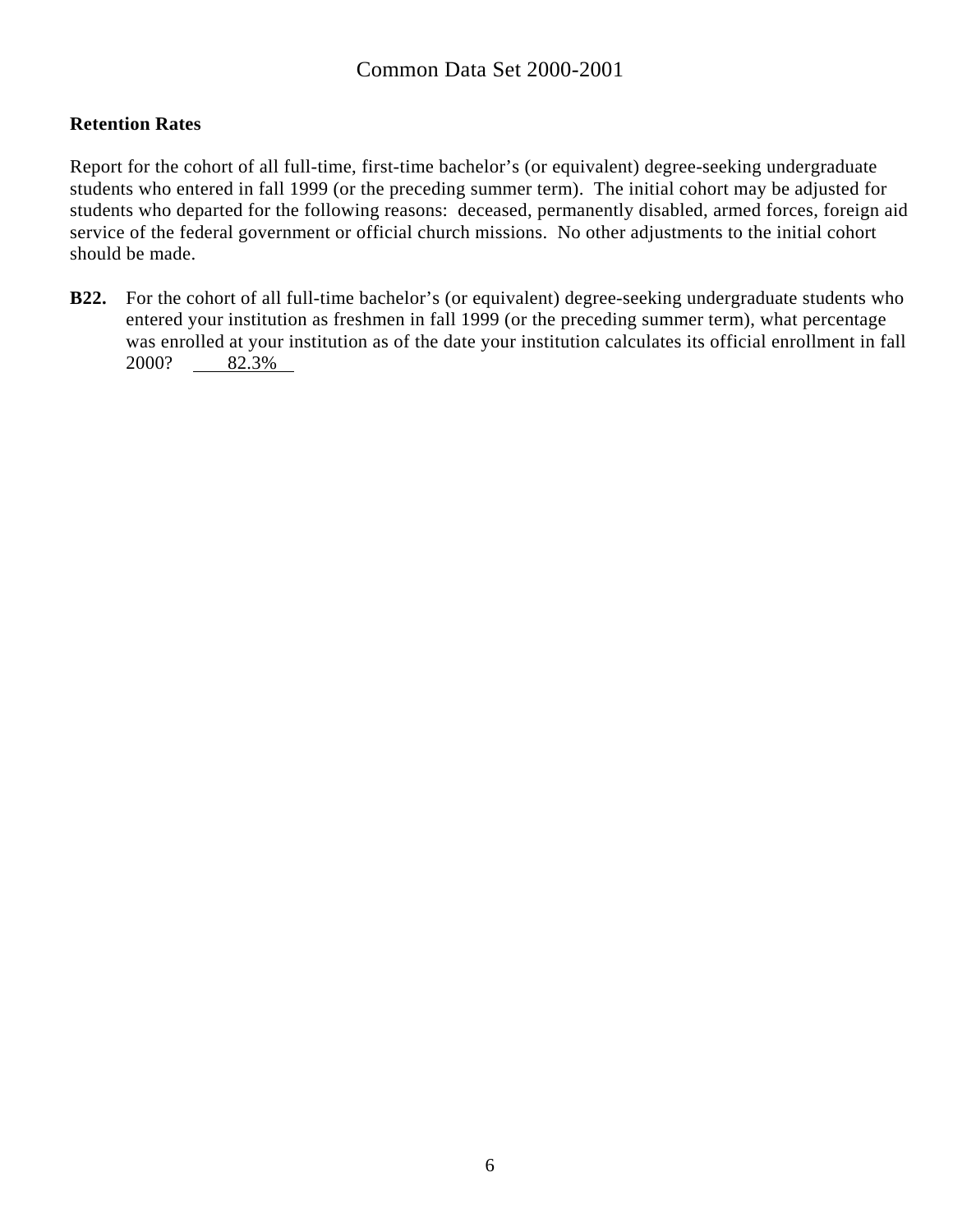## Retention Rates

Report for the cohort of all full-time, first-time bachelor's (or equivalent) degree-seeking undergraduate students who entered in fall 1999 (or the preceding summer term). The initial cohort may be adjusted for students who departed for the following reasons: deceased, permanently disabled, armed forces, foreign aid service of the federal government or official church missions. No other adjustments to the initial cohort should be made.

**B22.** For the cohort of all full-time bachelor's (or equivalent) degree-seeking undergraduate students who entered your institution as freshmen in fall 1999 (or the preceding summer term), what percentage was enrolled at your institution as of the date your institution calculates its official enrollment in fall 2000? 82.3%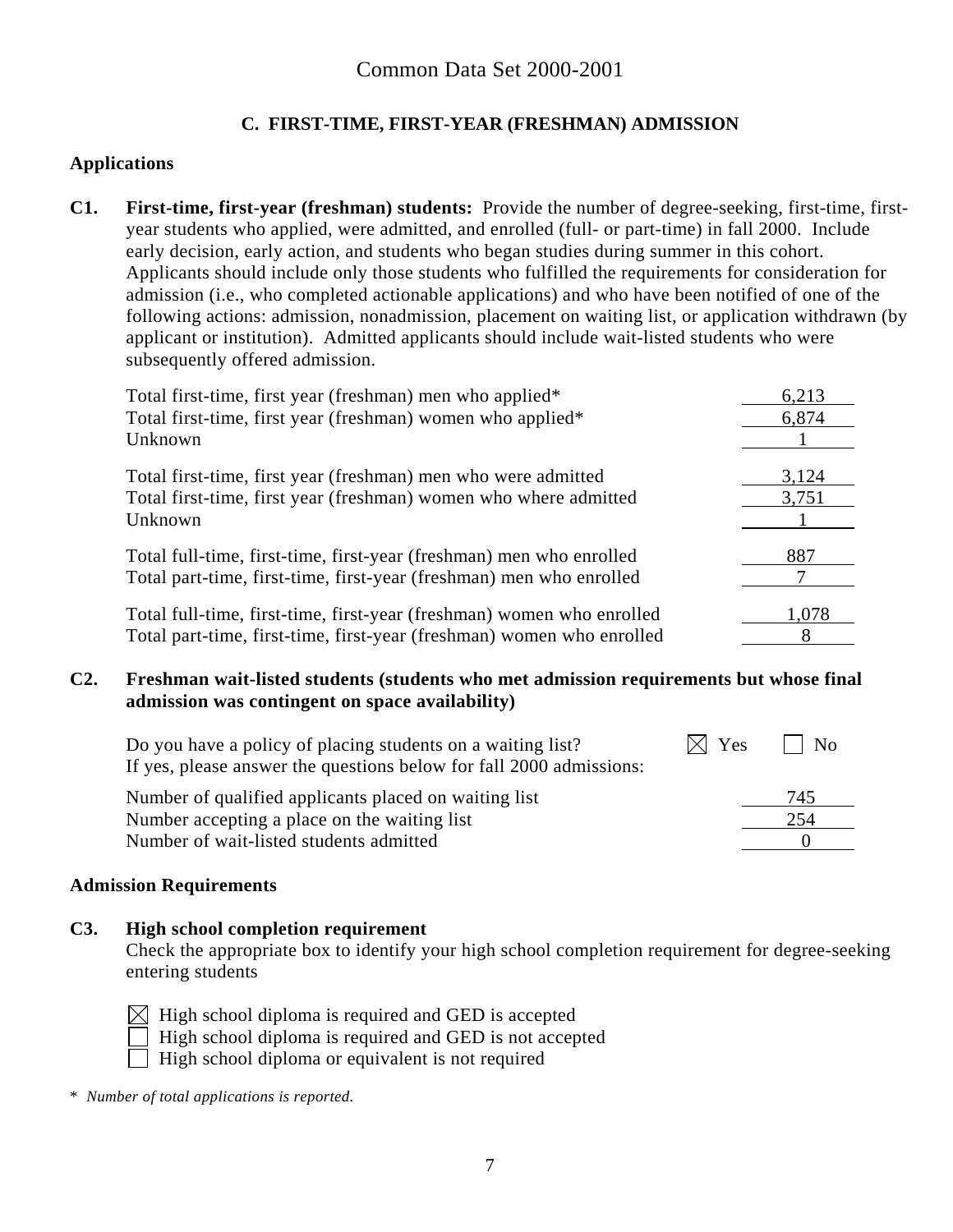# Common Data Set 2000-2001

## C. FIRST-TIME, FIRST-YEAR (FRESHMAN) ADMISSION

### Applications

**C1. First-time, first-year (freshman) students:** Provide the number of degree-seeking, first-time, first-year students who applied, were admitted, and enrolled (full- or part-time) in fall 2000. Include early decision, early action, and students who began studies during summer in this cohort. Applicants should include only those students who fulfilled the requirements for consideration for admission (i.e., who completed actionable applications) and who have been notified of one of the following actions: admission, nonadmission, placement on waiting list, or application withdrawn (by applicant or institution). Admitted applicants should include wait-listed students who were subsequently offered admission.

| | |
|---|---|
| Total first-time, first year (freshman) men who applied* | 6,213 |
| Total first-time, first year (freshman) women who applied* | 6,874 |
| Unknown | 1 |
| Total first-time, first year (freshman) men who were admitted | 3,124 |
| Total first-time, first year (freshman) women who where admitted | 3,751 |
| Unknown | 1 |
| Total full-time, first-time, first-year (freshman) men who enrolled | 887 |
| Total part-time, first-time, first-year (freshman) men who enrolled | 7 |
| Total full-time, first-time, first-year (freshman) women who enrolled | 1,078 |
| Total part-time, first-time, first-year (freshman) women who enrolled | 8 |

**C2. Freshman wait-listed students (students who met admission requirements but whose final admission was contingent on space availability)**

Do you have a policy of placing students on a waiting list? ☒ Yes ☐ No

If yes, please answer the questions below for fall 2000 admissions:

| | |
|---|---|
| Number of qualified applicants placed on waiting list | 745 |
| Number accepting a place on the waiting list | 254 |
| Number of wait-listed students admitted | 0 |

### Admission Requirements

**C3. High school completion requirement**

Check the appropriate box to identify your high school completion requirement for degree-seeking entering students

☒ High school diploma is required and GED is accepted
☐ High school diploma is required and GED is not accepted
☐ High school diploma or equivalent is not required

\* *Number of total applications is reported.*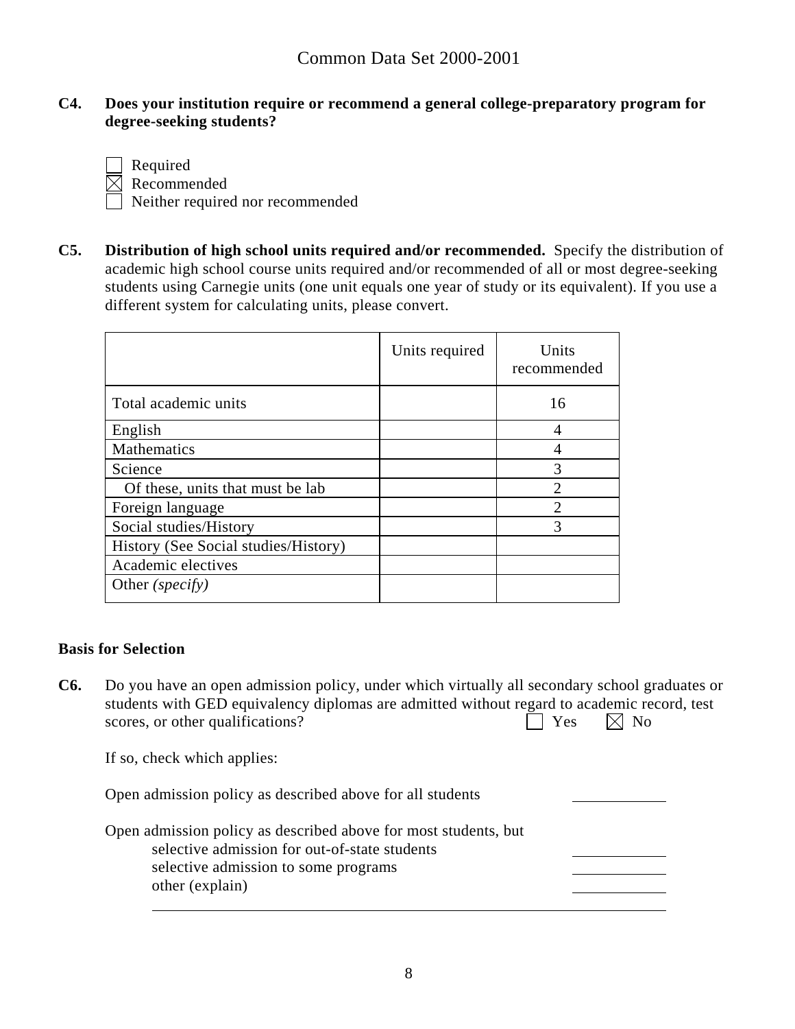**C4. Does your institution require or recommend a general college-preparatory program for degree-seeking students?**

☐ Required
☒ Recommended
☐ Neither required nor recommended

**C5. Distribution of high school units required and/or recommended.** Specify the distribution of academic high school course units required and/or recommended of all or most degree-seeking students using Carnegie units (one unit equals one year of study or its equivalent). If you use a different system for calculating units, please convert.

| | Units required | Units recommended |
|---|---|---|
| Total academic units | | 16 |
| English | | 4 |
| Mathematics | | 4 |
| Science | | 3 |
| Of these, units that must be lab | | 2 |
| Foreign language | | 2 |
| Social studies/History | | 3 |
| History (See Social studies/History) | | |
| Academic electives | | |
| Other *(specify)* | | |

## Basis for Selection

**C6.** Do you have an open admission policy, under which virtually all secondary school graduates or students with GED equivalency diplomas are admitted without regard to academic record, test scores, or other qualifications? ☐ Yes ☒ No

If so, check which applies:

Open admission policy as described above for all students ____________

Open admission policy as described above for most students, but
- selective admission for out-of-state students ____________
- selective admission to some programs ____________
- other (explain) ____________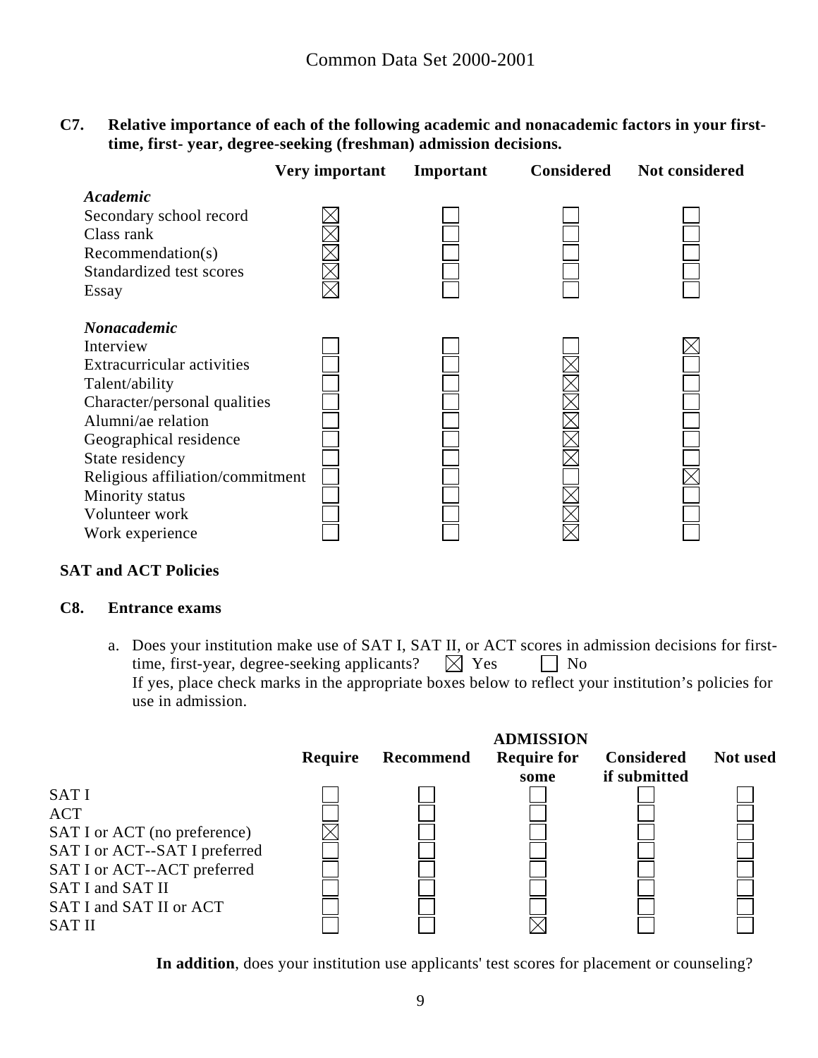Common Data Set 2000-2001

**C7. Relative importance of each of the following academic and nonacademic factors in your first-time, first- year, degree-seeking (freshman) admission decisions.**

| | Very important | Important | Considered | Not considered |
|---|---|---|---|---|
| ***Academic*** | | | | |
| Secondary school record | ☒ | ☐ | ☐ | ☐ |
| Class rank | ☒ | ☐ | ☐ | ☐ |
| Recommendation(s) | ☒ | ☐ | ☐ | ☐ |
| Standardized test scores | ☒ | ☐ | ☐ | ☐ |
| Essay | ☒ | ☐ | ☐ | ☐ |
| ***Nonacademic*** | | | | |
| Interview | ☐ | ☐ | ☐ | ☒ |
| Extracurricular activities | ☐ | ☐ | ☒ | ☐ |
| Talent/ability | ☐ | ☐ | ☒ | ☐ |
| Character/personal qualities | ☐ | ☐ | ☒ | ☐ |
| Alumni/ae relation | ☐ | ☐ | ☒ | ☐ |
| Geographical residence | ☐ | ☐ | ☒ | ☐ |
| State residency | ☐ | ☐ | ☒ | ☐ |
| Religious affiliation/commitment | ☐ | ☐ | ☐ | ☒ |
| Minority status | ☐ | ☐ | ☒ | ☐ |
| Volunteer work | ☐ | ☐ | ☒ | ☐ |
| Work experience | ☐ | ☐ | ☒ | ☐ |

**SAT and ACT Policies**

**C8. Entrance exams**

a. Does your institution make use of SAT I, SAT II, or ACT scores in admission decisions for first-time, first-year, degree-seeking applicants? ☒ Yes ☐ No
If yes, place check marks in the appropriate boxes below to reflect your institution's policies for use in admission.

| | | | ADMISSION | | |
|---|---|---|---|---|---|
| | Require | Recommend | Require for some | Considered if submitted | Not used |
| SAT I | ☐ | ☐ | ☐ | ☐ | ☐ |
| ACT | ☐ | ☐ | ☐ | ☐ | ☐ |
| SAT I or ACT (no preference) | ☒ | ☐ | ☐ | ☐ | ☐ |
| SAT I or ACT--SAT I preferred | ☐ | ☐ | ☐ | ☐ | ☐ |
| SAT I or ACT--ACT preferred | ☐ | ☐ | ☐ | ☐ | ☐ |
| SAT I and SAT II | ☐ | ☐ | ☐ | ☐ | ☐ |
| SAT I and SAT II or ACT | ☐ | ☐ | ☐ | ☐ | ☐ |
| SAT II | ☐ | ☐ | ☒ | ☐ | ☐ |

**In addition**, does your institution use applicants' test scores for placement or counseling?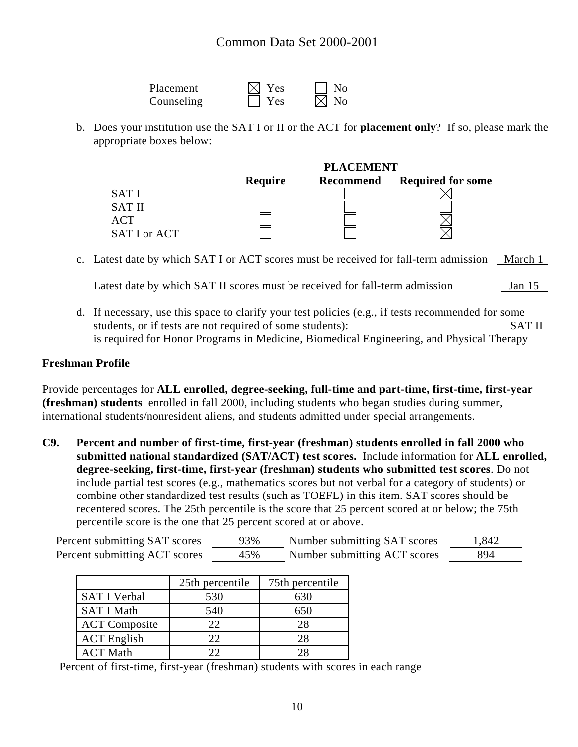Placement ☒ Yes ☐ No
Counseling ☐ Yes ☒ No

b. Does your institution use the SAT I or II or the ACT for **placement only**? If so, please mark the appropriate boxes below:

| | **PLACEMENT** | | |
|---|---|---|---|
| | **Require** | **Recommend** | **Required for some** |
| SAT I | ☐ | ☐ | ☒ |
| SAT II | ☐ | ☐ | ☐ |
| ACT | ☐ | ☐ | ☒ |
| SAT I or ACT | ☐ | ☐ | ☒ |

c. Latest date by which SAT I or ACT scores must be received for fall-term admission March 1

Latest date by which SAT II scores must be received for fall-term admission Jan 15

d. If necessary, use this space to clarify your test policies (e.g., if tests recommended for some students, or if tests are not required of some students): SAT II is required for Honor Programs in Medicine, Biomedical Engineering, and Physical Therapy

## Freshman Profile

Provide percentages for **ALL enrolled, degree-seeking, full-time and part-time, first-time, first-year (freshman) students** enrolled in fall 2000, including students who began studies during summer, international students/nonresident aliens, and students admitted under special arrangements.

**C9. Percent and number of first-time, first-year (freshman) students enrolled in fall 2000 who submitted national standardized (SAT/ACT) test scores.** Include information for **ALL enrolled, degree-seeking, first-time, first-year (freshman) students who submitted test scores**. Do not include partial test scores (e.g., mathematics scores but not verbal for a category of students) or combine other standardized test results (such as TOEFL) in this item. SAT scores should be recentered scores. The 25th percentile is the score that 25 percent scored at or below; the 75th percentile score is the one that 25 percent scored at or above.

Percent submitting SAT scores 93% Number submitting SAT scores 1,842
Percent submitting ACT scores 45% Number submitting ACT scores 894

| | 25th percentile | 75th percentile |
|---|---|---|
| SAT I Verbal | 530 | 630 |
| SAT I Math | 540 | 650 |
| ACT Composite | 22 | 28 |
| ACT English | 22 | 28 |
| ACT Math | 22 | 28 |

Percent of first-time, first-year (freshman) students with scores in each range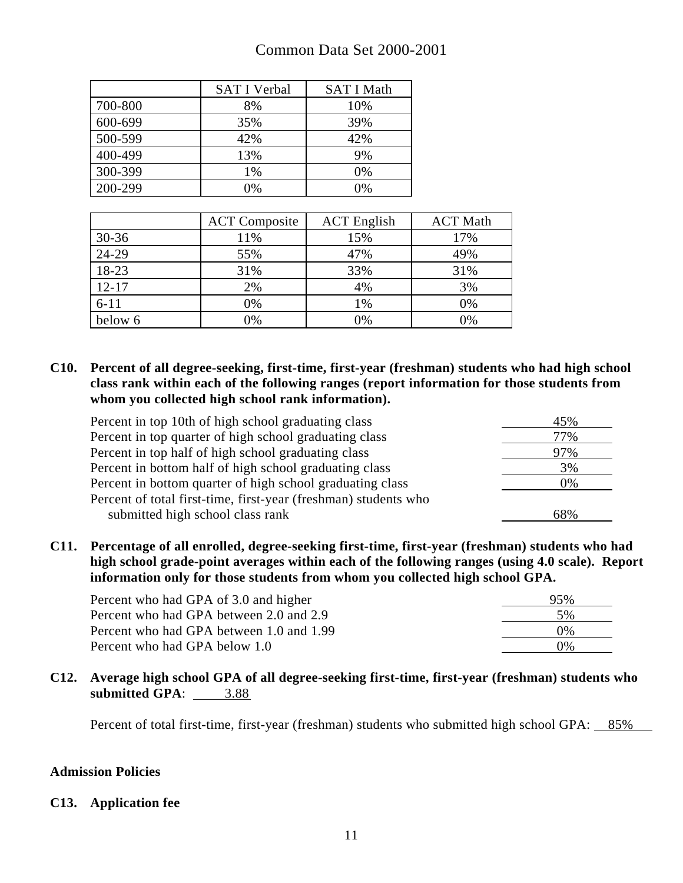| | SAT I Verbal | SAT I Math |
|---|---|---|
| 700-800 | 8% | 10% |
| 600-699 | 35% | 39% |
| 500-599 | 42% | 42% |
| 400-499 | 13% | 9% |
| 300-399 | 1% | 0% |
| 200-299 | 0% | 0% |

| | ACT Composite | ACT English | ACT Math |
|---|---|---|---|
| 30-36 | 11% | 15% | 17% |
| 24-29 | 55% | 47% | 49% |
| 18-23 | 31% | 33% | 31% |
| 12-17 | 2% | 4% | 3% |
| 6-11 | 0% | 1% | 0% |
| below 6 | 0% | 0% | 0% |

**C10. Percent of all degree-seeking, first-time, first-year (freshman) students who had high school class rank within each of the following ranges (report information for those students from whom you collected high school rank information).**

| | |
|---|---|
| Percent in top 10th of high school graduating class | 45% |
| Percent in top quarter of high school graduating class | 77% |
| Percent in top half of high school graduating class | 97% |
| Percent in bottom half of high school graduating class | 3% |
| Percent in bottom quarter of high school graduating class | 0% |
| Percent of total first-time, first-year (freshman) students who submitted high school class rank | 68% |

**C11. Percentage of all enrolled, degree-seeking first-time, first-year (freshman) students who had high school grade-point averages within each of the following ranges (using 4.0 scale). Report information only for those students from whom you collected high school GPA.**

| | |
|---|---|
| Percent who had GPA of 3.0 and higher | 95% |
| Percent who had GPA between 2.0 and 2.9 | 5% |
| Percent who had GPA between 1.0 and 1.99 | 0% |
| Percent who had GPA below 1.0 | 0% |

**C12. Average high school GPA of all degree-seeking first-time, first-year (freshman) students who submitted GPA**: 3.88

Percent of total first-time, first-year (freshman) students who submitted high school GPA: 85%

**Admission Policies**

**C13. Application fee**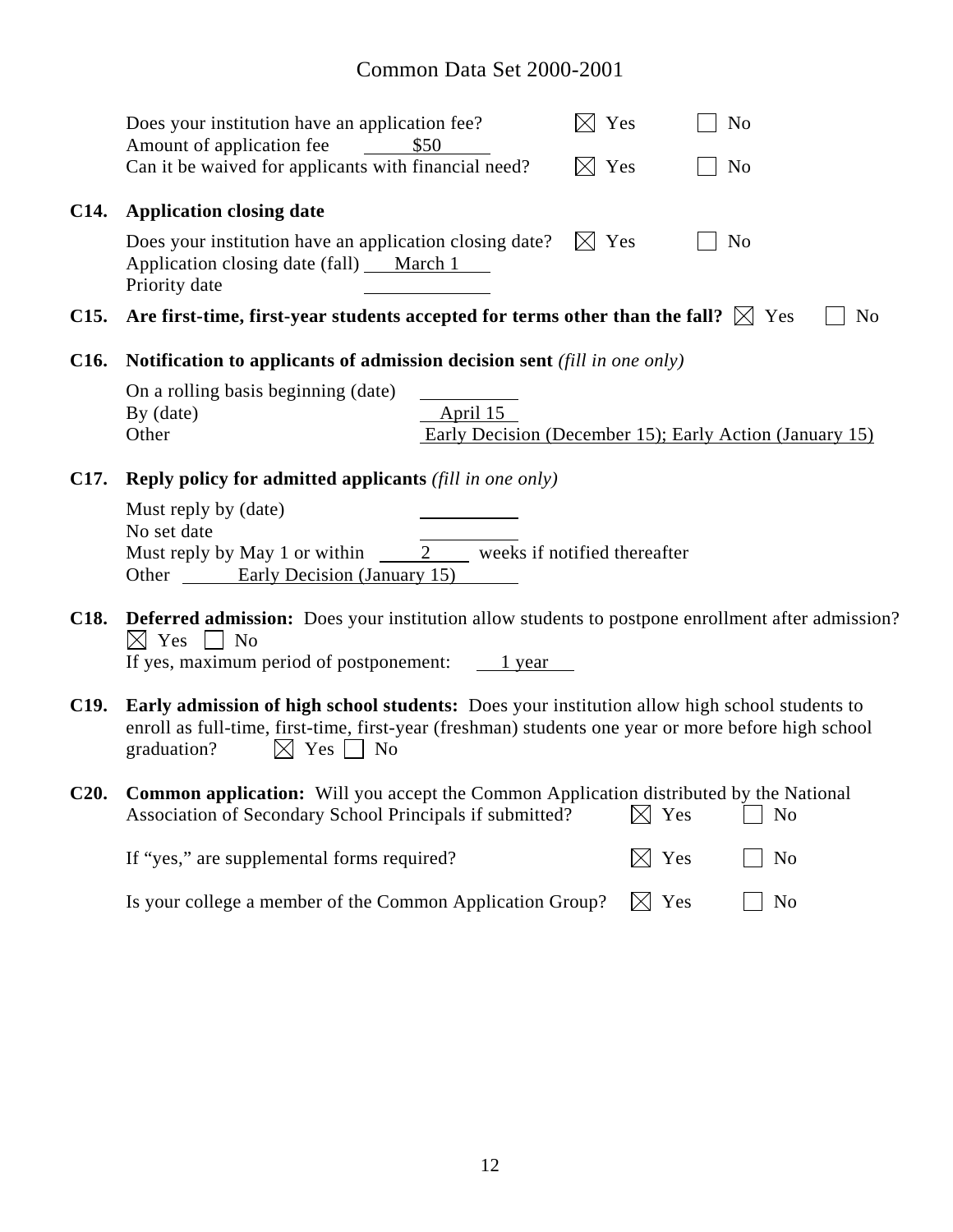Does your institution have an application fee? ☒ Yes ☐ No

Amount of application fee \$50

Can it be waived for applicants with financial need? ☒ Yes ☐ No

**C14. Application closing date**

Does your institution have an application closing date? ☒ Yes ☐ No

Application closing date (fall) March 1

Priority date

**C15. Are first-time, first-year students accepted for terms other than the fall?** ☒ Yes ☐ No

**C16. Notification to applicants of admission decision sent** *(fill in one only)*

On a rolling basis beginning (date)

By (date) April 15

Other Early Decision (December 15); Early Action (January 15)

**C17. Reply policy for admitted applicants** *(fill in one only)*

Must reply by (date)

No set date

Must reply by May 1 or within 2 weeks if notified thereafter

Other Early Decision (January 15)

**C18. Deferred admission:** Does your institution allow students to postpone enrollment after admission?

☒ Yes ☐ No

If yes, maximum period of postponement: 1 year

**C19. Early admission of high school students:** Does your institution allow high school students to enroll as full-time, first-time, first-year (freshman) students one year or more before high school graduation? ☒ Yes ☐ No

**C20. Common application:** Will you accept the Common Application distributed by the National Association of Secondary School Principals if submitted? ☒ Yes ☐ No

If "yes," are supplemental forms required? ☒ Yes ☐ No

Is your college a member of the Common Application Group? ☒ Yes ☐ No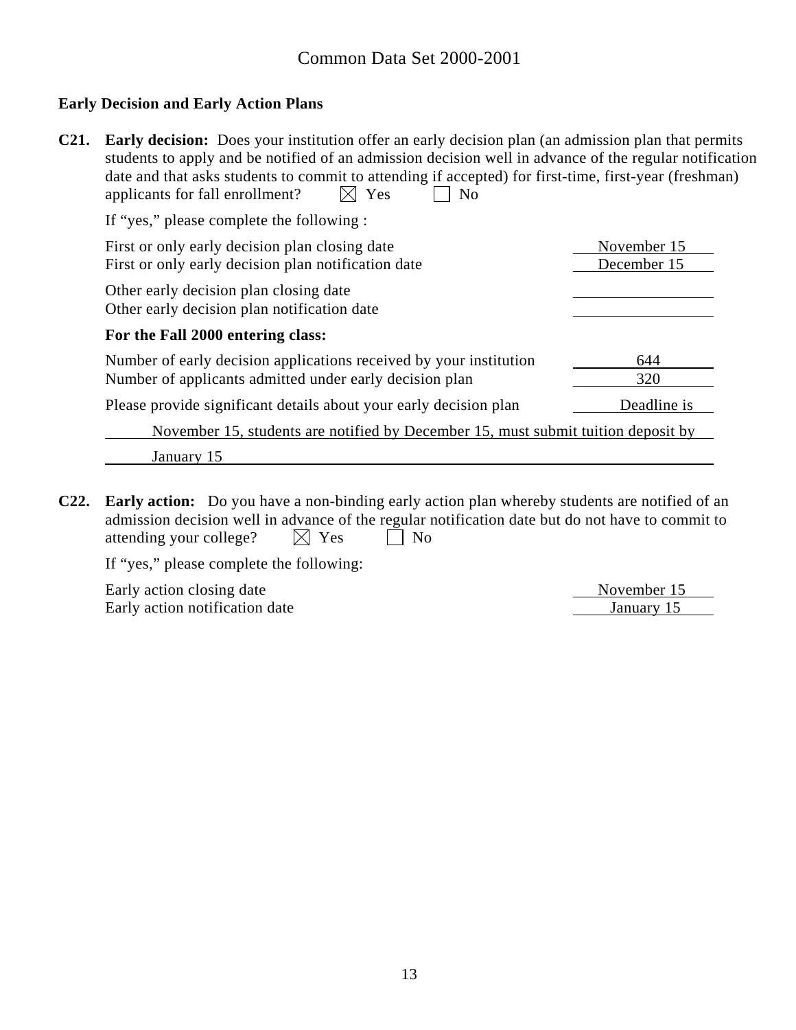## Early Decision and Early Action Plans

**C21. Early decision:** Does your institution offer an early decision plan (an admission plan that permits students to apply and be notified of an admission decision well in advance of the regular notification date and that asks students to commit to attending if accepted) for first-time, first-year (freshman) applicants for fall enrollment? ☒ Yes ☐ No

If "yes," please complete the following :

| | |
|---|---|
| First or only early decision plan closing date | November 15 |
| First or only early decision plan notification date | December 15 |
| Other early decision plan closing date | |
| Other early decision plan notification date | |

**For the Fall 2000 entering class:**

| | |
|---|---|
| Number of early decision applications received by your institution | 644 |
| Number of applicants admitted under early decision plan | 320 |

Please provide significant details about your early decision plan: Deadline is November 15, students are notified by December 15, must submit tuition deposit by January 15

**C22. Early action:** Do you have a non-binding early action plan whereby students are notified of an admission decision well in advance of the regular notification date but do not have to commit to attending your college? ☒ Yes ☐ No

If "yes," please complete the following:

| | |
|---|---|
| Early action closing date | November 15 |
| Early action notification date | January 15 |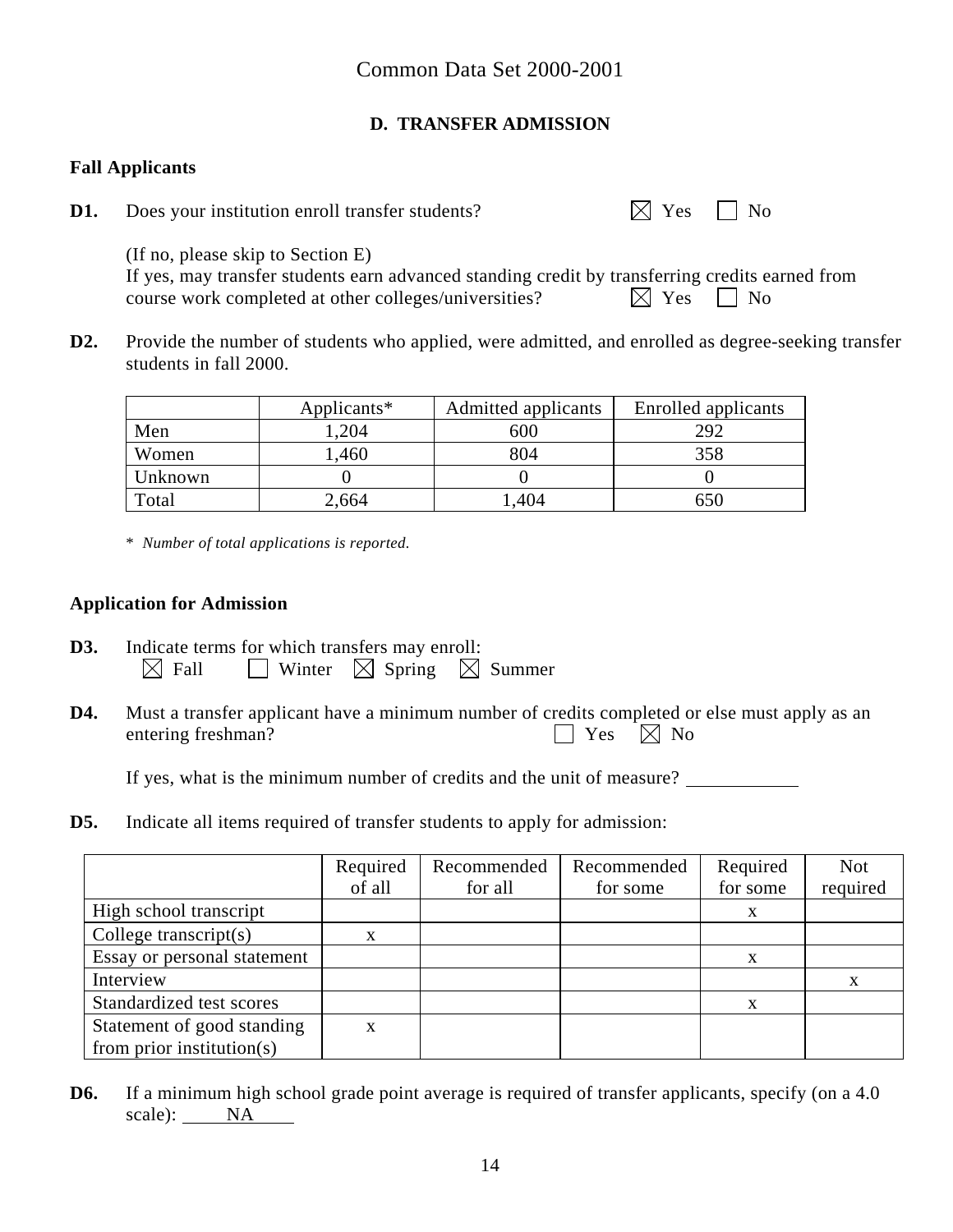Common Data Set 2000-2001

## D. TRANSFER ADMISSION

### Fall Applicants

**D1.** Does your institution enroll transfer students? ☒ Yes ☐ No

(If no, please skip to Section E)
If yes, may transfer students earn advanced standing credit by transferring credits earned from course work completed at other colleges/universities? ☒ Yes ☐ No

**D2.** Provide the number of students who applied, were admitted, and enrolled as degree-seeking transfer students in fall 2000.

| | Applicants* | Admitted applicants | Enrolled applicants |
|---|---|---|---|
| Men | 1,204 | 600 | 292 |
| Women | 1,460 | 804 | 358 |
| Unknown | 0 | 0 | 0 |
| Total | 2,664 | 1,404 | 650 |

\* *Number of total applications is reported.*

### Application for Admission

**D3.** Indicate terms for which transfers may enroll:
☒ Fall ☐ Winter ☒ Spring ☒ Summer

**D4.** Must a transfer applicant have a minimum number of credits completed or else must apply as an entering freshman? ☐ Yes ☒ No

If yes, what is the minimum number of credits and the unit of measure? ____________

**D5.** Indicate all items required of transfer students to apply for admission:

| | Required of all | Recommended for all | Recommended for some | Required for some | Not required |
|---|---|---|---|---|---|
| High school transcript | | | | x | |
| College transcript(s) | x | | | | |
| Essay or personal statement | | | | x | |
| Interview | | | | | x |
| Standardized test scores | | | | x | |
| Statement of good standing from prior institution(s) | x | | | | |

**D6.** If a minimum high school grade point average is required of transfer applicants, specify (on a 4.0 scale): NA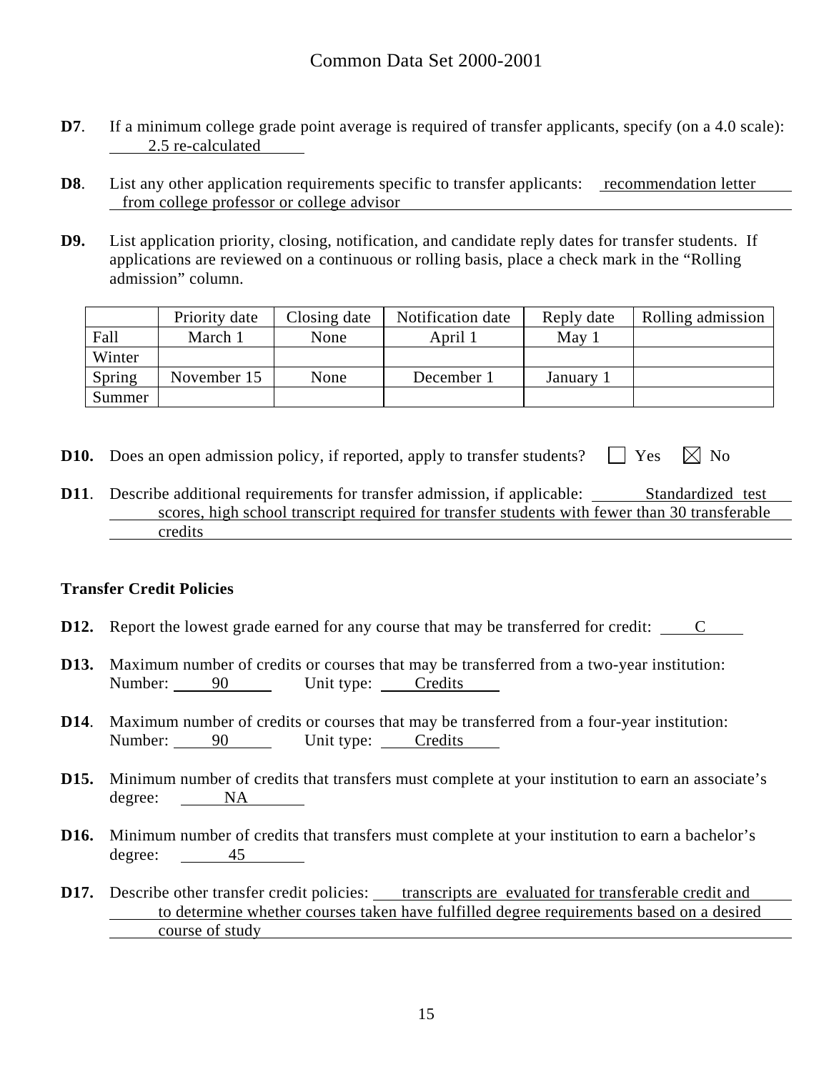**D7**. If a minimum college grade point average is required of transfer applicants, specify (on a 4.0 scale): 2.5 re-calculated

**D8**. List any other application requirements specific to transfer applicants: recommendation letter from college professor or college advisor

**D9.** List application priority, closing, notification, and candidate reply dates for transfer students. If applications are reviewed on a continuous or rolling basis, place a check mark in the "Rolling admission" column.

| | Priority date | Closing date | Notification date | Reply date | Rolling admission |
|---|---|---|---|---|---|
| Fall | March 1 | None | April 1 | May 1 | |
| Winter | | | | | |
| Spring | November 15 | None | December 1 | January 1 | |
| Summer | | | | | |

**D10.** Does an open admission policy, if reported, apply to transfer students? ☐ Yes ☒ No

**D11**. Describe additional requirements for transfer admission, if applicable: Standardized test scores, high school transcript required for transfer students with fewer than 30 transferable credits

**Transfer Credit Policies**

**D12.** Report the lowest grade earned for any course that may be transferred for credit: C

**D13.** Maximum number of credits or courses that may be transferred from a two-year institution:
Number: 90 Unit type: Credits

**D14**. Maximum number of credits or courses that may be transferred from a four-year institution:
Number: 90 Unit type: Credits

**D15.** Minimum number of credits that transfers must complete at your institution to earn an associate's degree: NA

**D16.** Minimum number of credits that transfers must complete at your institution to earn a bachelor's degree: 45

**D17.** Describe other transfer credit policies: transcripts are evaluated for transferable credit and to determine whether courses taken have fulfilled degree requirements based on a desired course of study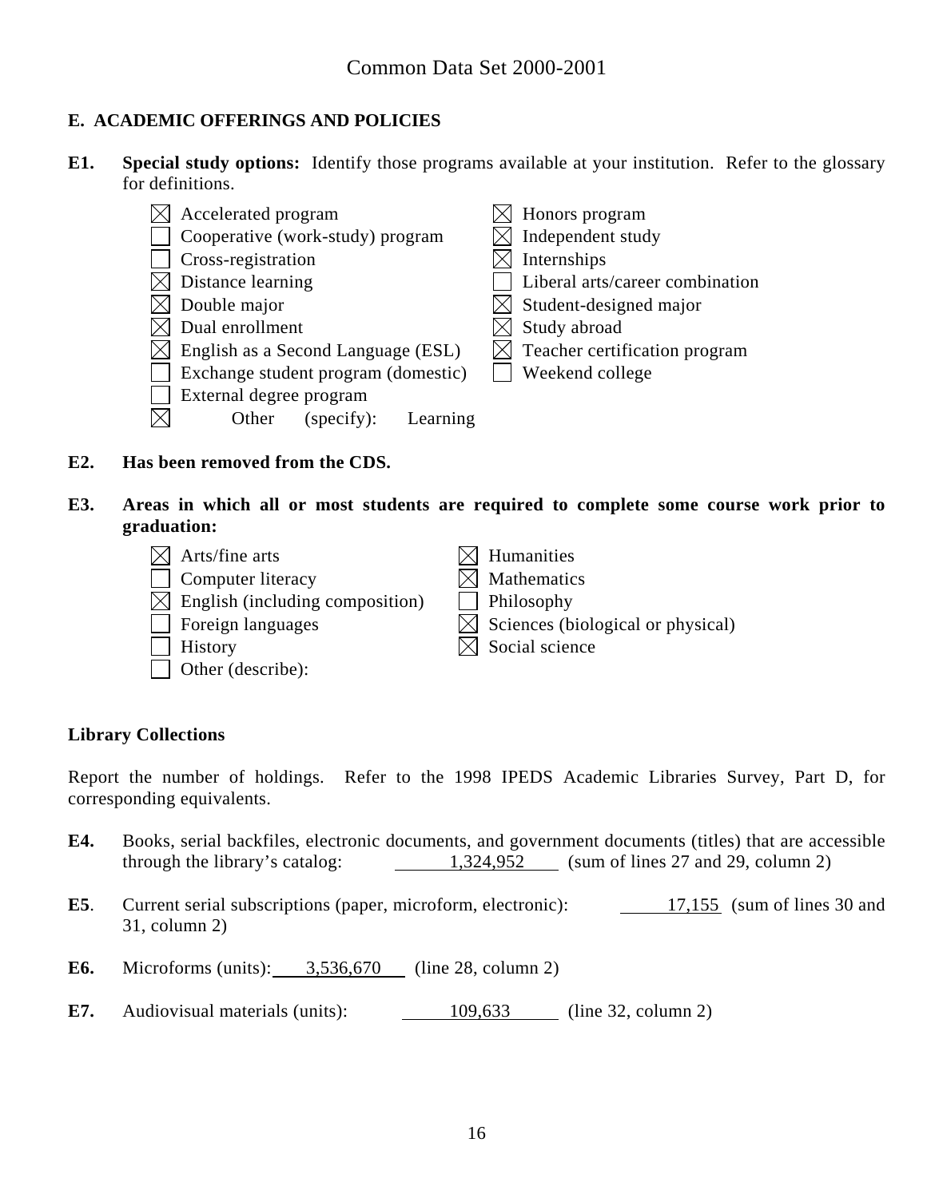Common Data Set 2000-2001

## E. ACADEMIC OFFERINGS AND POLICIES

**E1. Special study options:** Identify those programs available at your institution. Refer to the glossary for definitions.

- ☒ Accelerated program
- ☐ Cooperative (work-study) program
- ☐ Cross-registration
- ☒ Distance learning
- ☒ Double major
- ☒ Dual enrollment
- ☒ English as a Second Language (ESL)
- ☐ Exchange student program (domestic)
- ☐ External degree program
- ☒ Other (specify): Learning
- ☒ Honors program
- ☒ Independent study
- ☒ Internships
- ☐ Liberal arts/career combination
- ☒ Student-designed major
- ☒ Study abroad
- ☒ Teacher certification program
- ☐ Weekend college

**E2. Has been removed from the CDS.**

**E3. Areas in which all or most students are required to complete some course work prior to graduation:**

- ☒ Arts/fine arts
- ☐ Computer literacy
- ☒ English (including composition)
- ☐ Foreign languages
- ☐ History
- ☐ Other (describe):
- ☒ Humanities
- ☒ Mathematics
- ☐ Philosophy
- ☒ Sciences (biological or physical)
- ☒ Social science

### Library Collections

Report the number of holdings. Refer to the 1998 IPEDS Academic Libraries Survey, Part D, for corresponding equivalents.

**E4.** Books, serial backfiles, electronic documents, and government documents (titles) that are accessible through the library's catalog: 1,324,952 (sum of lines 27 and 29, column 2)

**E5**. Current serial subscriptions (paper, microform, electronic): 17,155 (sum of lines 30 and 31, column 2)

**E6.** Microforms (units): 3,536,670 (line 28, column 2)

**E7.** Audiovisual materials (units): 109,633 (line 32, column 2)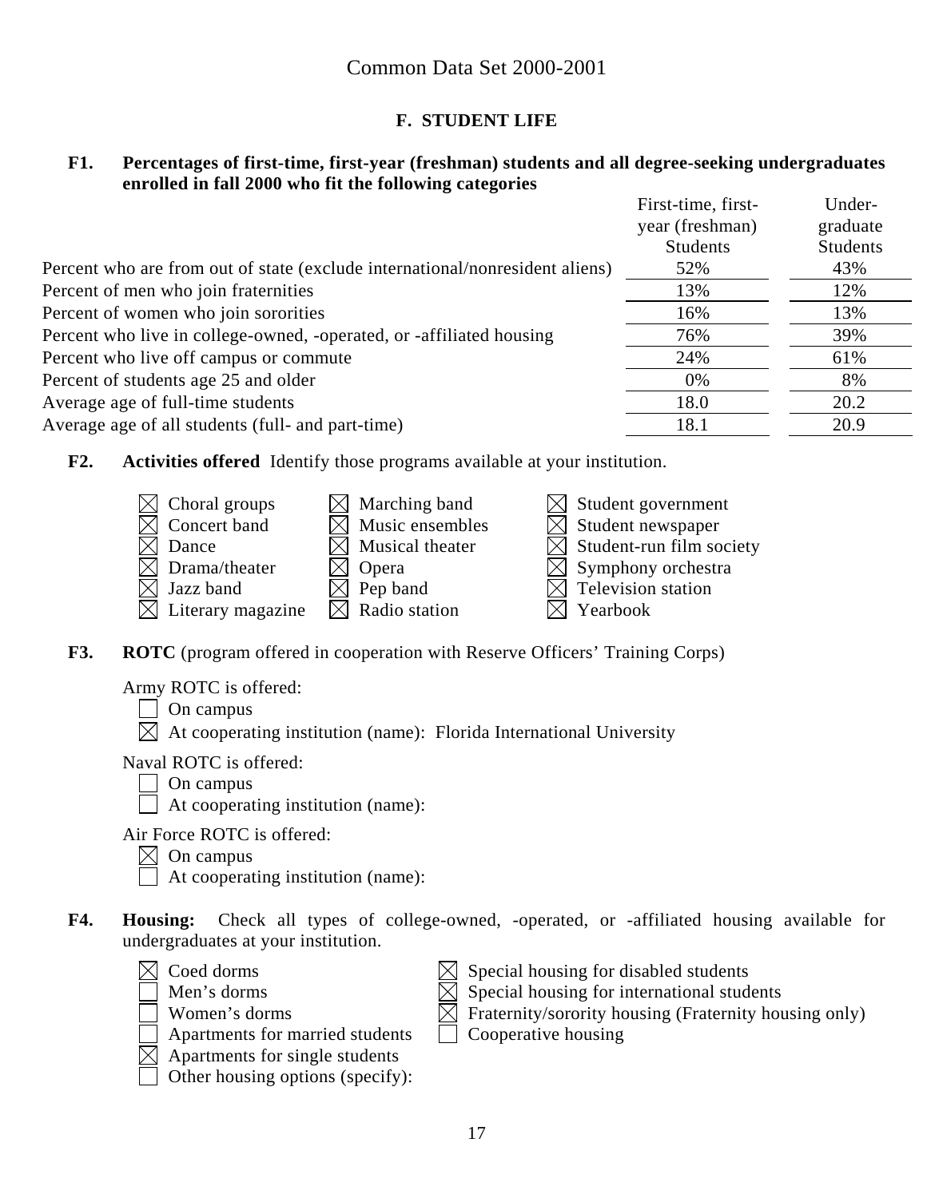# Common Data Set 2000-2001

## F. STUDENT LIFE

**F1. Percentages of first-time, first-year (freshman) students and all degree-seeking undergraduates enrolled in fall 2000 who fit the following categories**

| | First-time, first-year (freshman) Students | Under-graduate Students |
|---|---|---|
| Percent who are from out of state (exclude international/nonresident aliens) | 52% | 43% |
| Percent of men who join fraternities | 13% | 12% |
| Percent of women who join sororities | 16% | 13% |
| Percent who live in college-owned, -operated, or -affiliated housing | 76% | 39% |
| Percent who live off campus or commute | 24% | 61% |
| Percent of students age 25 and older | 0% | 8% |
| Average age of full-time students | 18.0 | 20.2 |
| Average age of all students (full- and part-time) | 18.1 | 20.9 |

**F2. Activities offered** Identify those programs available at your institution.

- ☒ Choral groups
- ☒ Concert band
- ☒ Dance
- ☒ Drama/theater
- ☒ Jazz band
- ☒ Literary magazine
- ☒ Marching band
- ☒ Music ensembles
- ☒ Musical theater
- ☒ Opera
- ☒ Pep band
- ☒ Radio station
- ☒ Student government
- ☒ Student newspaper
- ☒ Student-run film society
- ☒ Symphony orchestra
- ☒ Television station
- ☒ Yearbook

**F3. ROTC** (program offered in cooperation with Reserve Officers' Training Corps)

Army ROTC is offered:
- ☐ On campus
- ☒ At cooperating institution (name): Florida International University

Naval ROTC is offered:
- ☐ On campus
- ☐ At cooperating institution (name):

Air Force ROTC is offered:
- ☒ On campus
- ☐ At cooperating institution (name):

**F4. Housing:** Check all types of college-owned, -operated, or -affiliated housing available for undergraduates at your institution.

- ☒ Coed dorms
- ☐ Men's dorms
- ☐ Women's dorms
- ☐ Apartments for married students
- ☒ Apartments for single students
- ☐ Other housing options (specify):
- ☒ Special housing for disabled students
- ☒ Special housing for international students
- ☒ Fraternity/sorority housing (Fraternity housing only)
- ☐ Cooperative housing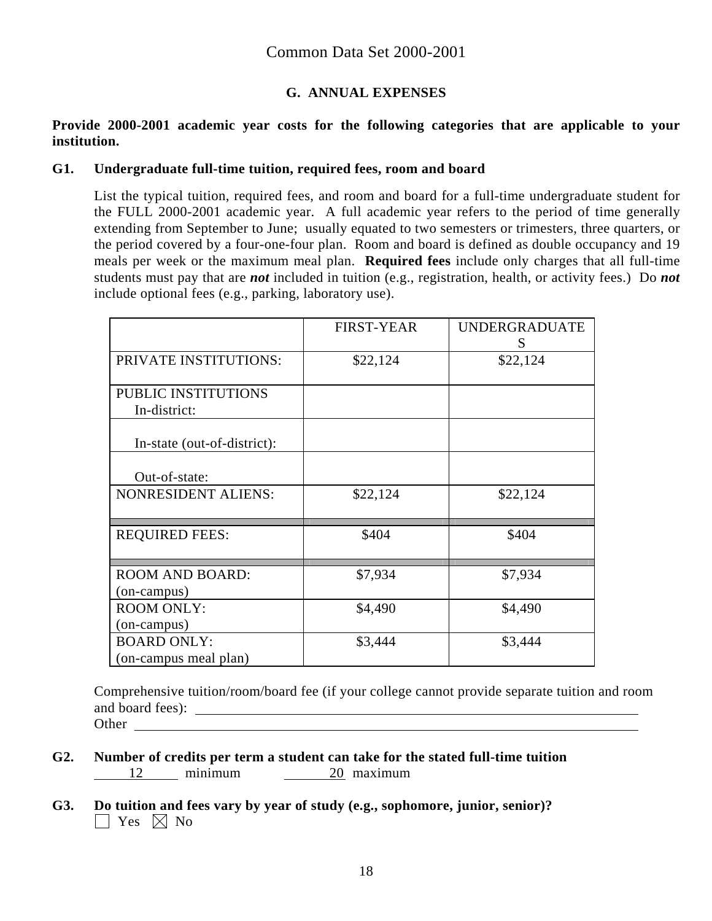# Common Data Set 2000-2001

## G. ANNUAL EXPENSES

**Provide 2000-2001 academic year costs for the following categories that are applicable to your institution.**

**G1. Undergraduate full-time tuition, required fees, room and board**

List the typical tuition, required fees, and room and board for a full-time undergraduate student for the FULL 2000-2001 academic year. A full academic year refers to the period of time generally extending from September to June; usually equated to two semesters or trimesters, three quarters, or the period covered by a four-one-four plan. Room and board is defined as double occupancy and 19 meals per week or the maximum meal plan. **Required fees** include only charges that all full-time students must pay that are ***not*** included in tuition (e.g., registration, health, or activity fees.) Do ***not*** include optional fees (e.g., parking, laboratory use).

| | FIRST-YEAR | UNDERGRADUATES |
|---|---|---|
| PRIVATE INSTITUTIONS: | $22,124 | $22,124 |
| PUBLIC INSTITUTIONS In-district: | | |
| In-state (out-of-district): | | |
| Out-of-state: | | |
| NONRESIDENT ALIENS: | $22,124 | $22,124 |
| REQUIRED FEES: | $404 | $404 |
| ROOM AND BOARD: (on-campus) | $7,934 | $7,934 |
| ROOM ONLY: (on-campus) | $4,490 | $4,490 |
| BOARD ONLY: (on-campus meal plan) | $3,444 | $3,444 |

Comprehensive tuition/room/board fee (if your college cannot provide separate tuition and room and board fees): ______

Other ______

**G2. Number of credits per term a student can take for the stated full-time tuition**

12 minimum 20 maximum

**G3. Do tuition and fees vary by year of study (e.g., sophomore, junior, senior)?**

☐ Yes ☒ No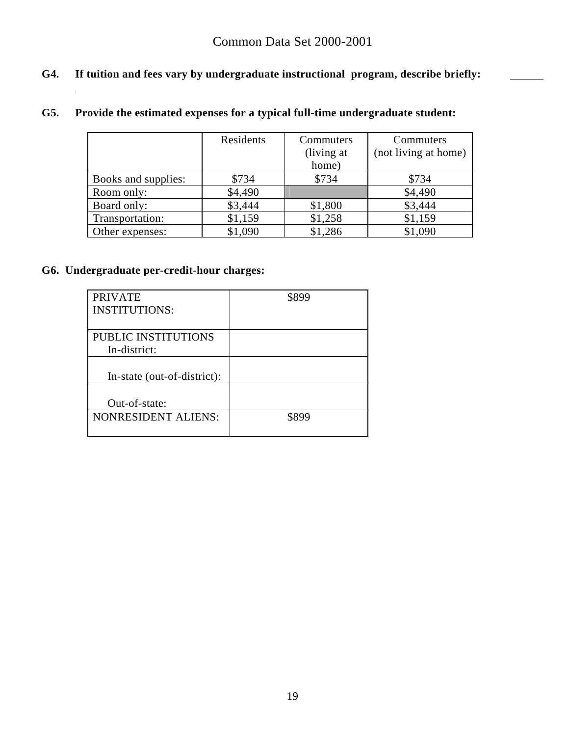**G4. If tuition and fees vary by undergraduate instructional program, describe briefly:**

**G5. Provide the estimated expenses for a typical full-time undergraduate student:**

| | Residents | Commuters (living at home) | Commuters (not living at home) |
|---|---|---|---|
| Books and supplies: | $734 | $734 | $734 |
| Room only: | $4,490 | | $4,490 |
| Board only: | $3,444 | $1,800 | $3,444 |
| Transportation: | $1,159 | $1,258 | $1,159 |
| Other expenses: | $1,090 | $1,286 | $1,090 |

**G6. Undergraduate per-credit-hour charges:**

| | |
|---|---|
| PRIVATE INSTITUTIONS: | $899 |
| PUBLIC INSTITUTIONS In-district: | |
| In-state (out-of-district): | |
| Out-of-state: | |
| NONRESIDENT ALIENS: | $899 |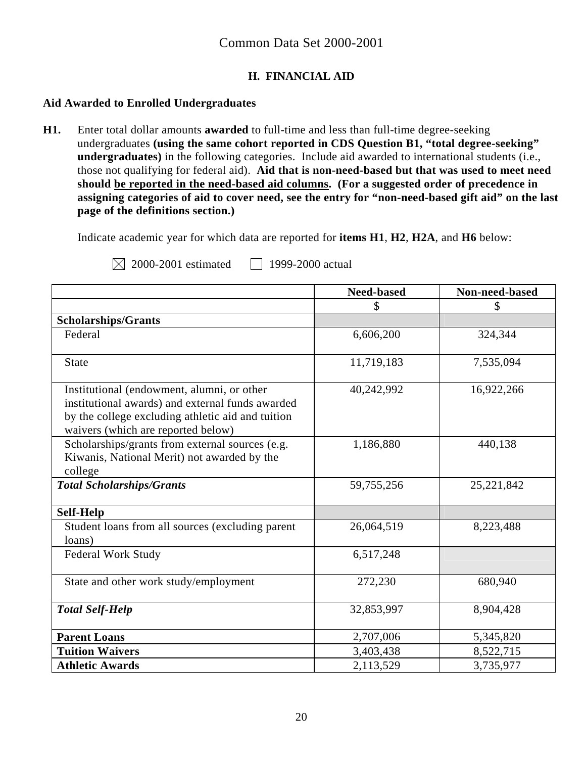# Common Data Set 2000-2001

## H. FINANCIAL AID

### Aid Awarded to Enrolled Undergraduates

**H1.** Enter total dollar amounts **awarded** to full-time and less than full-time degree-seeking undergraduates **(using the same cohort reported in CDS Question B1, "total degree-seeking" undergraduates)** in the following categories. Include aid awarded to international students (i.e., those not qualifying for federal aid). **Aid that is non-need-based but that was used to meet need should be reported in the need-based aid columns. (For a suggested order of precedence in assigning categories of aid to cover need, see the entry for "non-need-based gift aid" on the last page of the definitions section.)**

Indicate academic year for which data are reported for **items H1**, **H2**, **H2A**, and **H6** below:

☒ 2000-2001 estimated ☐ 1999-2000 actual

| | Need-based | Non-need-based |
|---|---|---|
| | $ | $ |
| **Scholarships/Grants** | | |
| Federal | 6,606,200 | 324,344 |
| State | 11,719,183 | 7,535,094 |
| Institutional (endowment, alumni, or other institutional awards) and external funds awarded by the college excluding athletic aid and tuition waivers (which are reported below) | 40,242,992 | 16,922,266 |
| Scholarships/grants from external sources (e.g. Kiwanis, National Merit) not awarded by the college | 1,186,880 | 440,138 |
| ***Total Scholarships/Grants*** | 59,755,256 | 25,221,842 |
| **Self-Help** | | |
| Student loans from all sources (excluding parent loans) | 26,064,519 | 8,223,488 |
| Federal Work Study | 6,517,248 | |
| State and other work study/employment | 272,230 | 680,940 |
| ***Total Self-Help*** | 32,853,997 | 8,904,428 |
| **Parent Loans** | 2,707,006 | 5,345,820 |
| **Tuition Waivers** | 3,403,438 | 8,522,715 |
| **Athletic Awards** | 2,113,529 | 3,735,977 |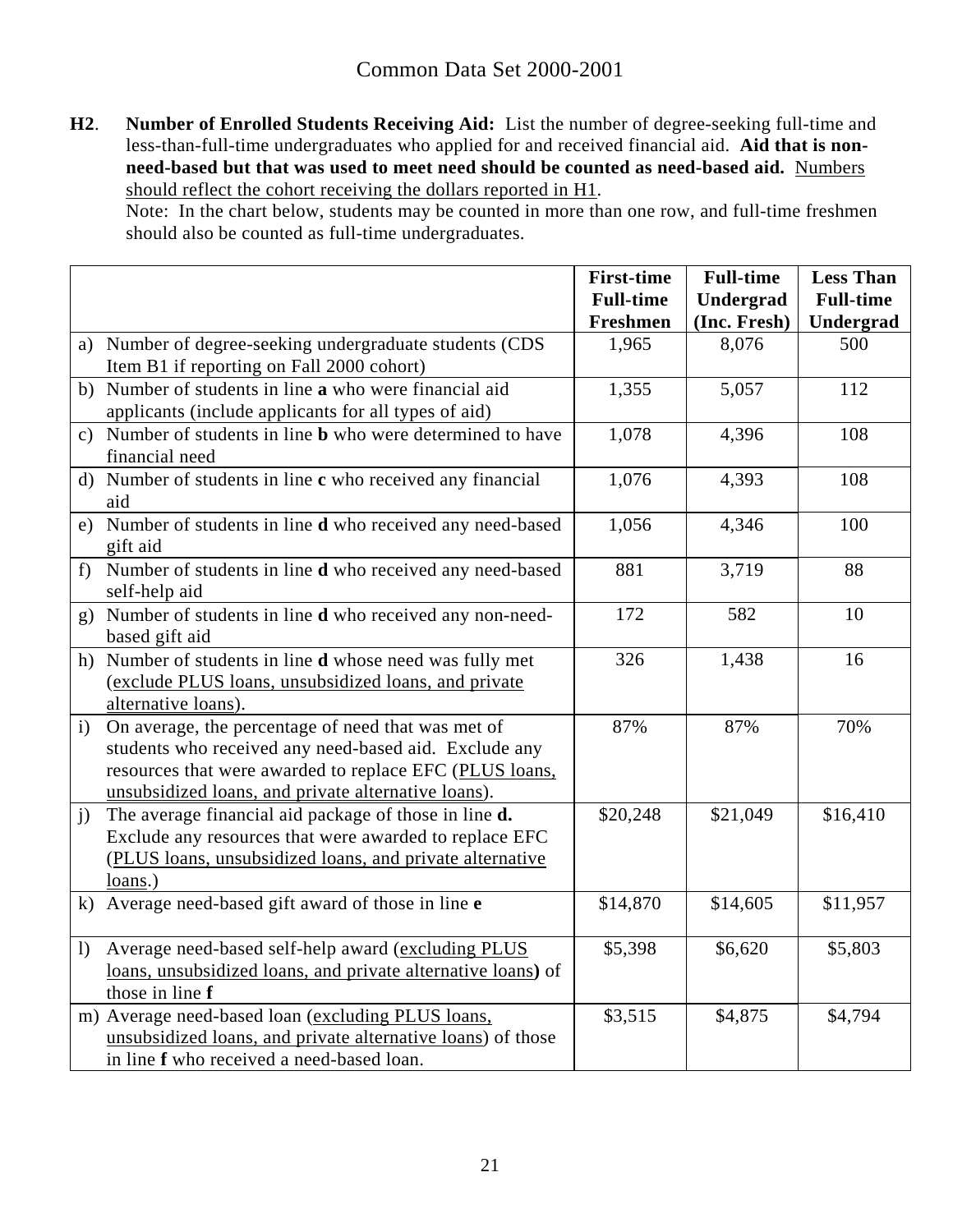# Common Data Set 2000-2001

**H2**. **Number of Enrolled Students Receiving Aid:** List the number of degree-seeking full-time and less-than-full-time undergraduates who applied for and received financial aid. **Aid that is non-need-based but that was used to meet need should be counted as need-based aid.** <u>Numbers should reflect the cohort receiving the dollars reported in H1</u>.

Note: In the chart below, students may be counted in more than one row, and full-time freshmen should also be counted as full-time undergraduates.

| | **First-time Full-time Freshmen** | **Full-time Undergrad (Inc. Fresh)** | **Less Than Full-time Undergrad** |
|---|---|---|---|
| a) Number of degree-seeking undergraduate students (CDS Item B1 if reporting on Fall 2000 cohort) | 1,965 | 8,076 | 500 |
| b) Number of students in line **a** who were financial aid applicants (include applicants for all types of aid) | 1,355 | 5,057 | 112 |
| c) Number of students in line **b** who were determined to have financial need | 1,078 | 4,396 | 108 |
| d) Number of students in line **c** who received any financial aid | 1,076 | 4,393 | 108 |
| e) Number of students in line **d** who received any need-based gift aid | 1,056 | 4,346 | 100 |
| f) Number of students in line **d** who received any need-based self-help aid | 881 | 3,719 | 88 |
| g) Number of students in line **d** who received any non-need-based gift aid | 172 | 582 | 10 |
| h) Number of students in line **d** whose need was fully met (<u>exclude PLUS loans, unsubsidized loans, and private alternative loans</u>). | 326 | 1,438 | 16 |
| i) On average, the percentage of need that was met of students who received any need-based aid. Exclude any resources that were awarded to replace EFC (<u>PLUS loans, unsubsidized loans, and private alternative loans</u>). | 87% | 87% | 70% |
| j) The average financial aid package of those in line **d.** Exclude any resources that were awarded to replace EFC (<u>PLUS loans, unsubsidized loans, and private alternative loans</u>.) | $20,248 | $21,049 | $16,410 |
| k) Average need-based gift award of those in line **e** | $14,870 | $14,605 | $11,957 |
| l) Average need-based self-help award (<u>excluding PLUS loans, unsubsidized loans, and private alternative loans</u>**)** of those in line **f** | $5,398 | $6,620 | $5,803 |
| m) Average need-based loan (<u>excluding PLUS loans, unsubsidized loans, and private alternative loans</u>) of those in line **f** who received a need-based loan. | $3,515 | $4,875 | $4,794 |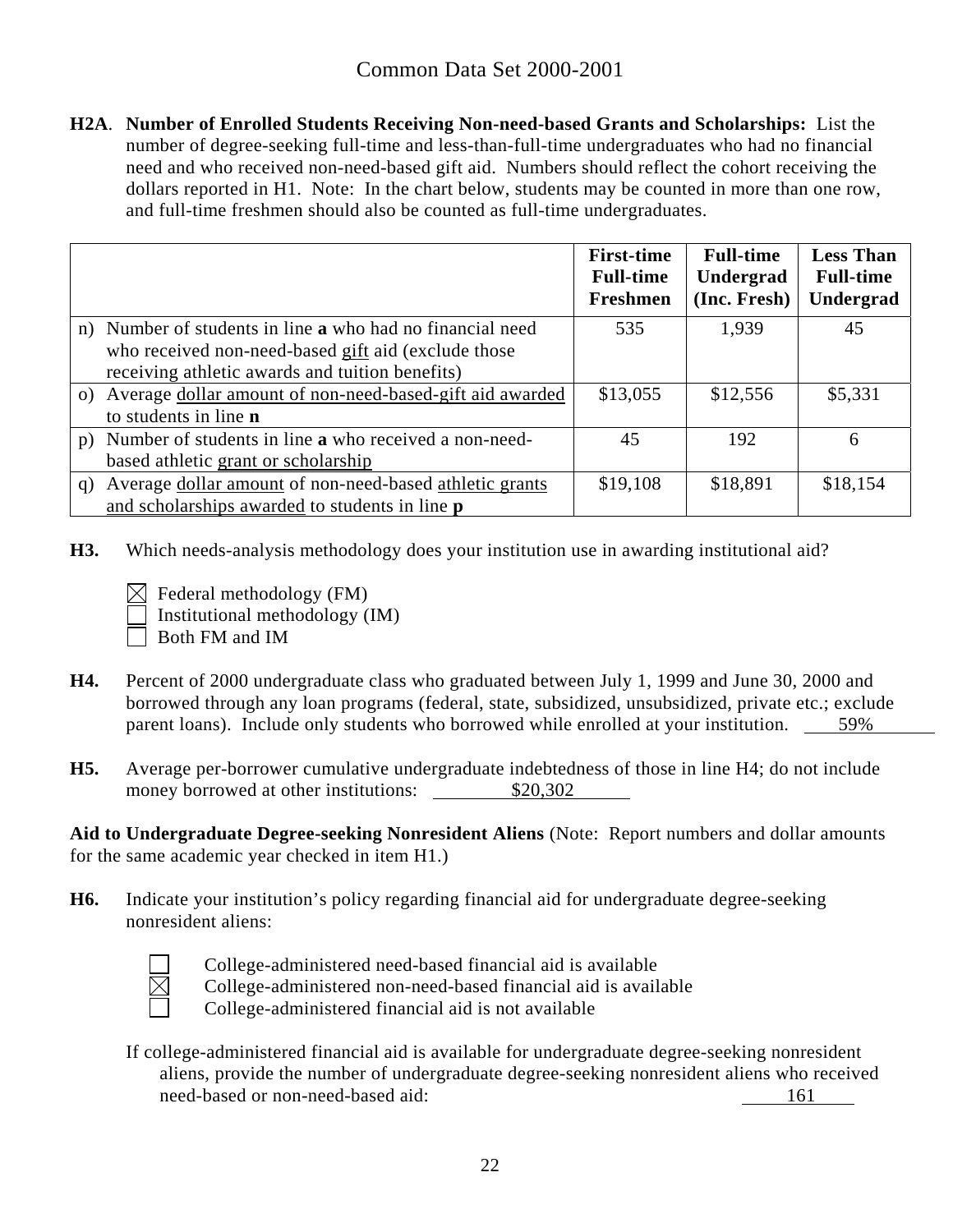Common Data Set 2000-2001

**H2A**. **Number of Enrolled Students Receiving Non-need-based Grants and Scholarships:** List the number of degree-seeking full-time and less-than-full-time undergraduates who had no financial need and who received non-need-based gift aid. Numbers should reflect the cohort receiving the dollars reported in H1. Note: In the chart below, students may be counted in more than one row, and full-time freshmen should also be counted as full-time undergraduates.

| | First-time Full-time Freshmen | Full-time Undergrad (Inc. Fresh) | Less Than Full-time Undergrad |
|---|---|---|---|
| n) Number of students in line **a** who had no financial need who received non-need-based gift aid (exclude those receiving athletic awards and tuition benefits) | 535 | 1,939 | 45 |
| o) Average dollar amount of non-need-based-gift aid awarded to students in line **n** | $13,055 | $12,556 | $5,331 |
| p) Number of students in line **a** who received a non-need-based athletic grant or scholarship | 45 | 192 | 6 |
| q) Average dollar amount of non-need-based athletic grants and scholarships awarded to students in line **p** | $19,108 | $18,891 | $18,154 |

**H3.** Which needs-analysis methodology does your institution use in awarding institutional aid?

- [x] Federal methodology (FM)
- [ ] Institutional methodology (IM)
- [ ] Both FM and IM

**H4.** Percent of 2000 undergraduate class who graduated between July 1, 1999 and June 30, 2000 and borrowed through any loan programs (federal, state, subsidized, unsubsidized, private etc.; exclude parent loans). Include only students who borrowed while enrolled at your institution. 59%

**H5.** Average per-borrower cumulative undergraduate indebtedness of those in line H4; do not include money borrowed at other institutions: $20,302

**Aid to Undergraduate Degree-seeking Nonresident Aliens** (Note: Report numbers and dollar amounts for the same academic year checked in item H1.)

**H6.** Indicate your institution's policy regarding financial aid for undergraduate degree-seeking nonresident aliens:

- [ ] College-administered need-based financial aid is available
- [x] College-administered non-need-based financial aid is available
- [ ] College-administered financial aid is not available

If college-administered financial aid is available for undergraduate degree-seeking nonresident aliens, provide the number of undergraduate degree-seeking nonresident aliens who received need-based or non-need-based aid: 161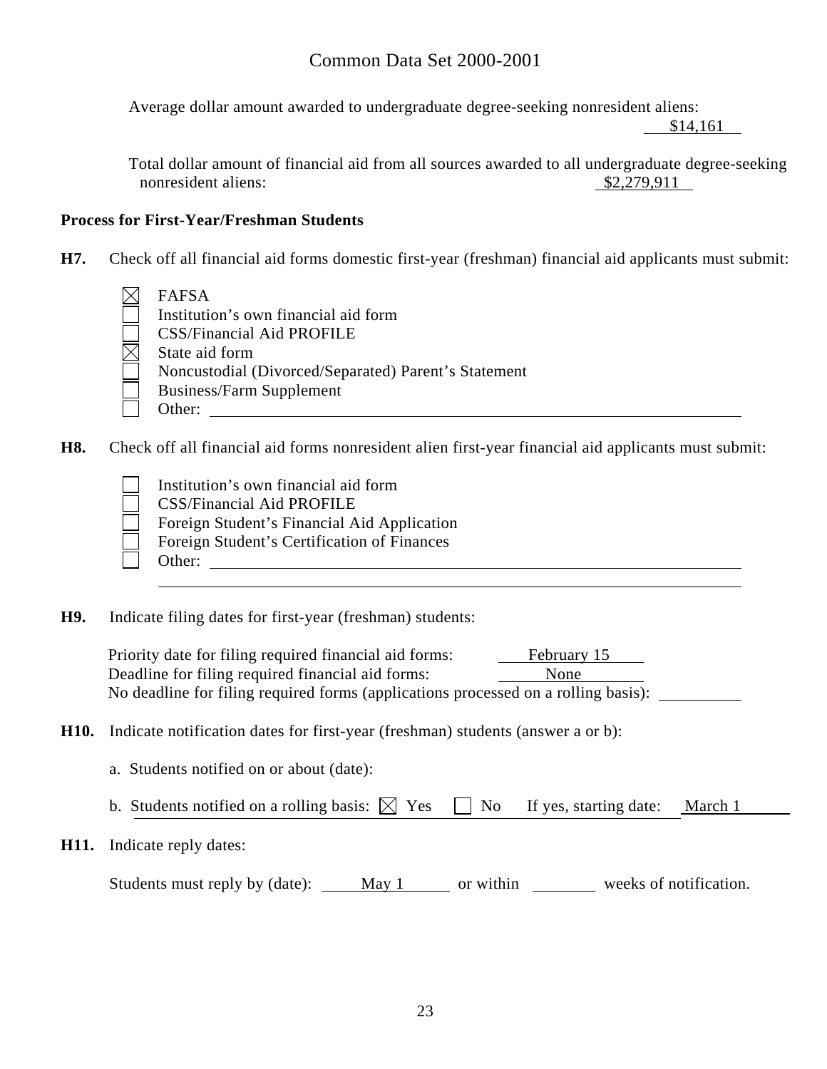Average dollar amount awarded to undergraduate degree-seeking nonresident aliens: $14,161

Total dollar amount of financial aid from all sources awarded to all undergraduate degree-seeking nonresident aliens: $2,279,911

**Process for First-Year/Freshman Students**

**H7.** Check off all financial aid forms domestic first-year (freshman) financial aid applicants must submit:

- [x] FAFSA
- [ ] Institution's own financial aid form
- [ ] CSS/Financial Aid PROFILE
- [x] State aid form
- [ ] Noncustodial (Divorced/Separated) Parent's Statement
- [ ] Business/Farm Supplement
- [ ] Other: ______

**H8.** Check off all financial aid forms nonresident alien first-year financial aid applicants must submit:

- [ ] Institution's own financial aid form
- [ ] CSS/Financial Aid PROFILE
- [ ] Foreign Student's Financial Aid Application
- [ ] Foreign Student's Certification of Finances
- [ ] Other: ______

**H9.** Indicate filing dates for first-year (freshman) students:

Priority date for filing required financial aid forms: February 15
Deadline for filing required financial aid forms: None
No deadline for filing required forms (applications processed on a rolling basis): ______

**H10.** Indicate notification dates for first-year (freshman) students (answer a or b):

a. Students notified on or about (date):

b. Students notified on a rolling basis: [x] Yes [ ] No If yes, starting date: March 1

**H11.** Indicate reply dates:

Students must reply by (date): May 1 or within ______ weeks of notification.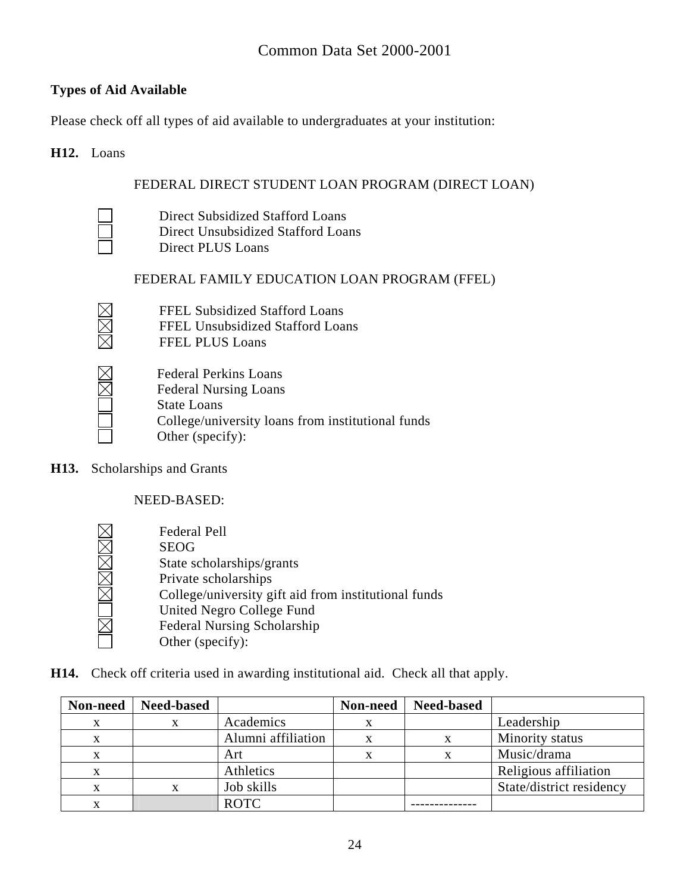# Common Data Set 2000-2001

**Types of Aid Available**

Please check off all types of aid available to undergraduates at your institution:

**H12.** Loans

FEDERAL DIRECT STUDENT LOAN PROGRAM (DIRECT LOAN)

- ☐ Direct Subsidized Stafford Loans
- ☐ Direct Unsubsidized Stafford Loans
- ☐ Direct PLUS Loans

FEDERAL FAMILY EDUCATION LOAN PROGRAM (FFEL)

- ☒ FFEL Subsidized Stafford Loans
- ☒ FFEL Unsubsidized Stafford Loans
- ☒ FFEL PLUS Loans

- ☒ Federal Perkins Loans
- ☒ Federal Nursing Loans
- ☐ State Loans
- ☐ College/university loans from institutional funds
- ☐ Other (specify):

**H13.** Scholarships and Grants

NEED-BASED:

- ☒ Federal Pell
- ☒ SEOG
- ☒ State scholarships/grants
- ☒ Private scholarships
- ☒ College/university gift aid from institutional funds
- ☐ United Negro College Fund
- ☒ Federal Nursing Scholarship
- ☐ Other (specify):

**H14.** Check off criteria used in awarding institutional aid. Check all that apply.

| Non-need | Need-based | | Non-need | Need-based | |
|---|---|---|---|---|---|
| x | x | Academics | x | | Leadership |
| x | | Alumni affiliation | x | x | Minority status |
| x | | Art | x | x | Music/drama |
| x | | Athletics | | | Religious affiliation |
| x | x | Job skills | | | State/district residency |
| x | | ROTC | | -------------- | |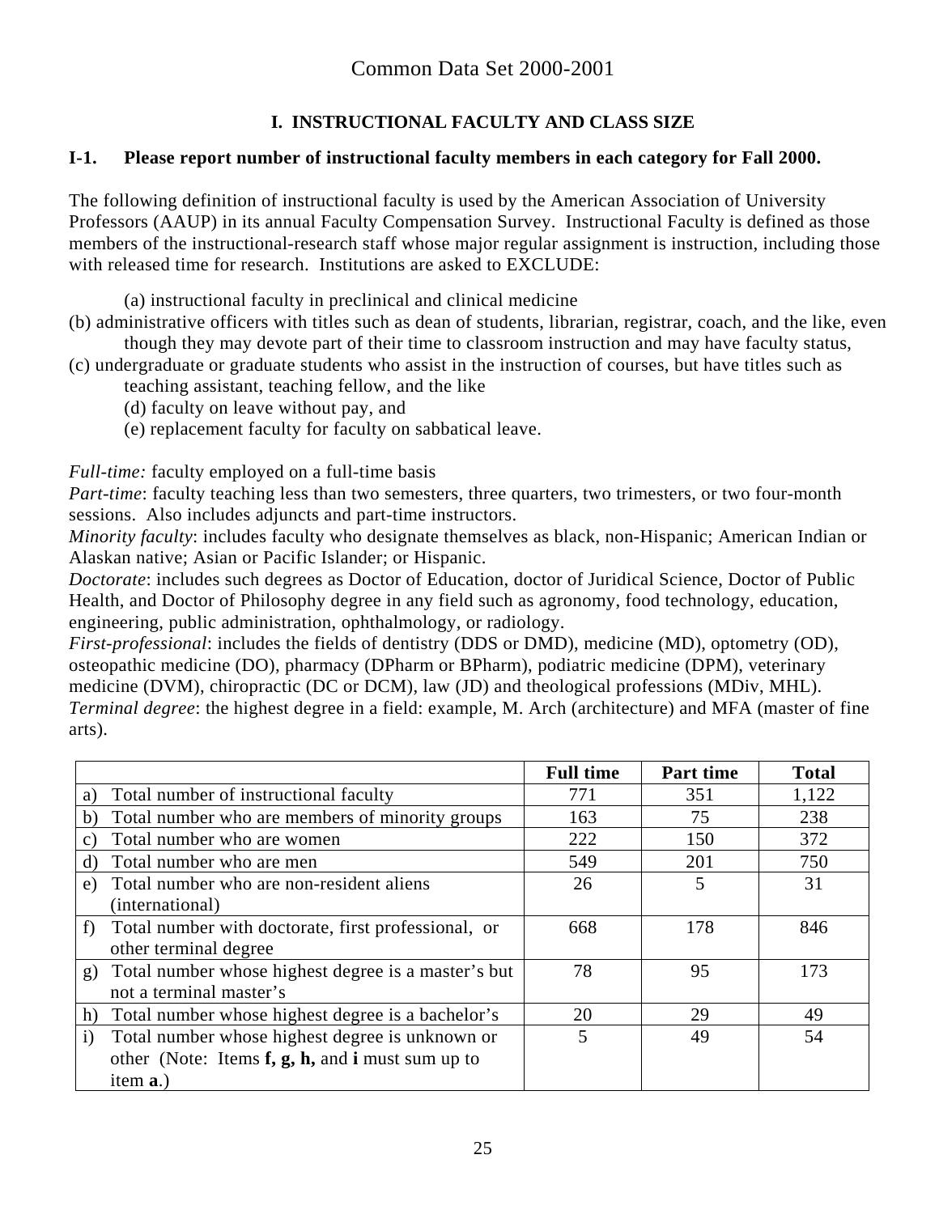# Common Data Set 2000-2001

## I. INSTRUCTIONAL FACULTY AND CLASS SIZE

**I-1. Please report number of instructional faculty members in each category for Fall 2000.**

The following definition of instructional faculty is used by the American Association of University Professors (AAUP) in its annual Faculty Compensation Survey. Instructional Faculty is defined as those members of the instructional-research staff whose major regular assignment is instruction, including those with released time for research. Institutions are asked to EXCLUDE:

(a) instructional faculty in preclinical and clinical medicine
(b) administrative officers with titles such as dean of students, librarian, registrar, coach, and the like, even though they may devote part of their time to classroom instruction and may have faculty status,
(c) undergraduate or graduate students who assist in the instruction of courses, but have titles such as teaching assistant, teaching fellow, and the like
(d) faculty on leave without pay, and
(e) replacement faculty for faculty on sabbatical leave.

*Full-time:* faculty employed on a full-time basis
*Part-time*: faculty teaching less than two semesters, three quarters, two trimesters, or two four-month sessions. Also includes adjuncts and part-time instructors.
*Minority faculty*: includes faculty who designate themselves as black, non-Hispanic; American Indian or Alaskan native; Asian or Pacific Islander; or Hispanic.
*Doctorate*: includes such degrees as Doctor of Education, doctor of Juridical Science, Doctor of Public Health, and Doctor of Philosophy degree in any field such as agronomy, food technology, education, engineering, public administration, ophthalmology, or radiology.
*First-professional*: includes the fields of dentistry (DDS or DMD), medicine (MD), optometry (OD), osteopathic medicine (DO), pharmacy (DPharm or BPharm), podiatric medicine (DPM), veterinary medicine (DVM), chiropractic (DC or DCM), law (JD) and theological professions (MDiv, MHL).
*Terminal degree*: the highest degree in a field: example, M. Arch (architecture) and MFA (master of fine arts).

| | Full time | Part time | Total |
|---|---|---|---|
| a) Total number of instructional faculty | 771 | 351 | 1,122 |
| b) Total number who are members of minority groups | 163 | 75 | 238 |
| c) Total number who are women | 222 | 150 | 372 |
| d) Total number who are men | 549 | 201 | 750 |
| e) Total number who are non-resident aliens (international) | 26 | 5 | 31 |
| f) Total number with doctorate, first professional, or other terminal degree | 668 | 178 | 846 |
| g) Total number whose highest degree is a master's but not a terminal master's | 78 | 95 | 173 |
| h) Total number whose highest degree is a bachelor's | 20 | 29 | 49 |
| i) Total number whose highest degree is unknown or other (Note: Items **f, g, h,** and **i** must sum up to item **a**.) | 5 | 49 | 54 |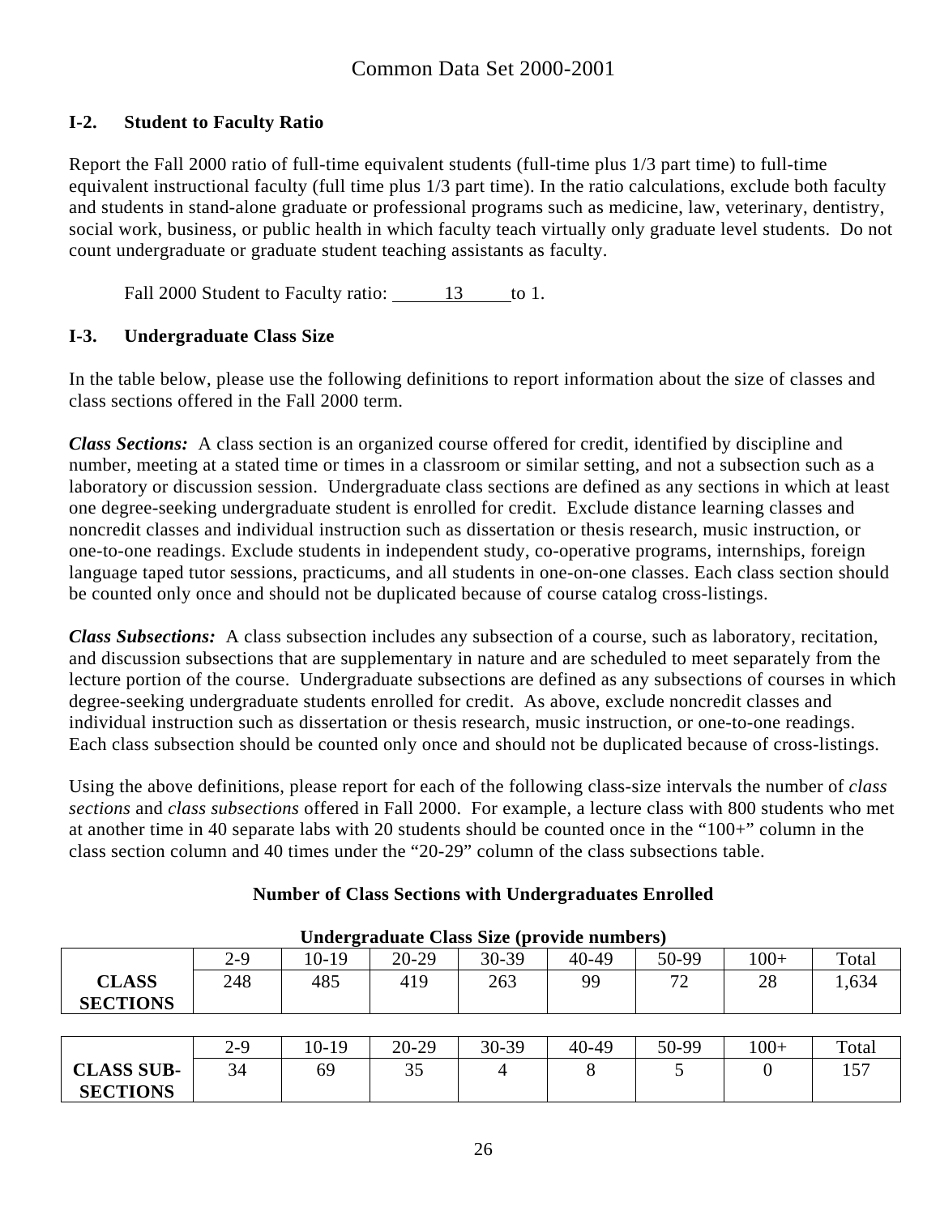## I-2. Student to Faculty Ratio

Report the Fall 2000 ratio of full-time equivalent students (full-time plus 1/3 part time) to full-time equivalent instructional faculty (full time plus 1/3 part time). In the ratio calculations, exclude both faculty and students in stand-alone graduate or professional programs such as medicine, law, veterinary, dentistry, social work, business, or public health in which faculty teach virtually only graduate level students. Do not count undergraduate or graduate student teaching assistants as faculty.

Fall 2000 Student to Faculty ratio: 13 to 1.

## I-3. Undergraduate Class Size

In the table below, please use the following definitions to report information about the size of classes and class sections offered in the Fall 2000 term.

***Class Sections:*** A class section is an organized course offered for credit, identified by discipline and number, meeting at a stated time or times in a classroom or similar setting, and not a subsection such as a laboratory or discussion session. Undergraduate class sections are defined as any sections in which at least one degree-seeking undergraduate student is enrolled for credit. Exclude distance learning classes and noncredit classes and individual instruction such as dissertation or thesis research, music instruction, or one-to-one readings. Exclude students in independent study, co-operative programs, internships, foreign language taped tutor sessions, practicums, and all students in one-on-one classes. Each class section should be counted only once and should not be duplicated because of course catalog cross-listings.

***Class Subsections:*** A class subsection includes any subsection of a course, such as laboratory, recitation, and discussion subsections that are supplementary in nature and are scheduled to meet separately from the lecture portion of the course. Undergraduate subsections are defined as any subsections of courses in which degree-seeking undergraduate students enrolled for credit. As above, exclude noncredit classes and individual instruction such as dissertation or thesis research, music instruction, or one-to-one readings. Each class subsection should be counted only once and should not be duplicated because of cross-listings.

Using the above definitions, please report for each of the following class-size intervals the number of *class sections* and *class subsections* offered in Fall 2000. For example, a lecture class with 800 students who met at another time in 40 separate labs with 20 students should be counted once in the "100+" column in the class section column and 40 times under the "20-29" column of the class subsections table.

**Number of Class Sections with Undergraduates Enrolled**

**Undergraduate Class Size (provide numbers)**

| | 2-9 | 10-19 | 20-29 | 30-39 | 40-49 | 50-99 | 100+ | Total |
|---|---|---|---|---|---|---|---|---|
| **CLASS SECTIONS** | 248 | 485 | 419 | 263 | 99 | 72 | 28 | 1,634 |

| | 2-9 | 10-19 | 20-29 | 30-39 | 40-49 | 50-99 | 100+ | Total |
|---|---|---|---|---|---|---|---|---|
| **CLASS SUB-SECTIONS** | 34 | 69 | 35 | 4 | 8 | 5 | 0 | 157 |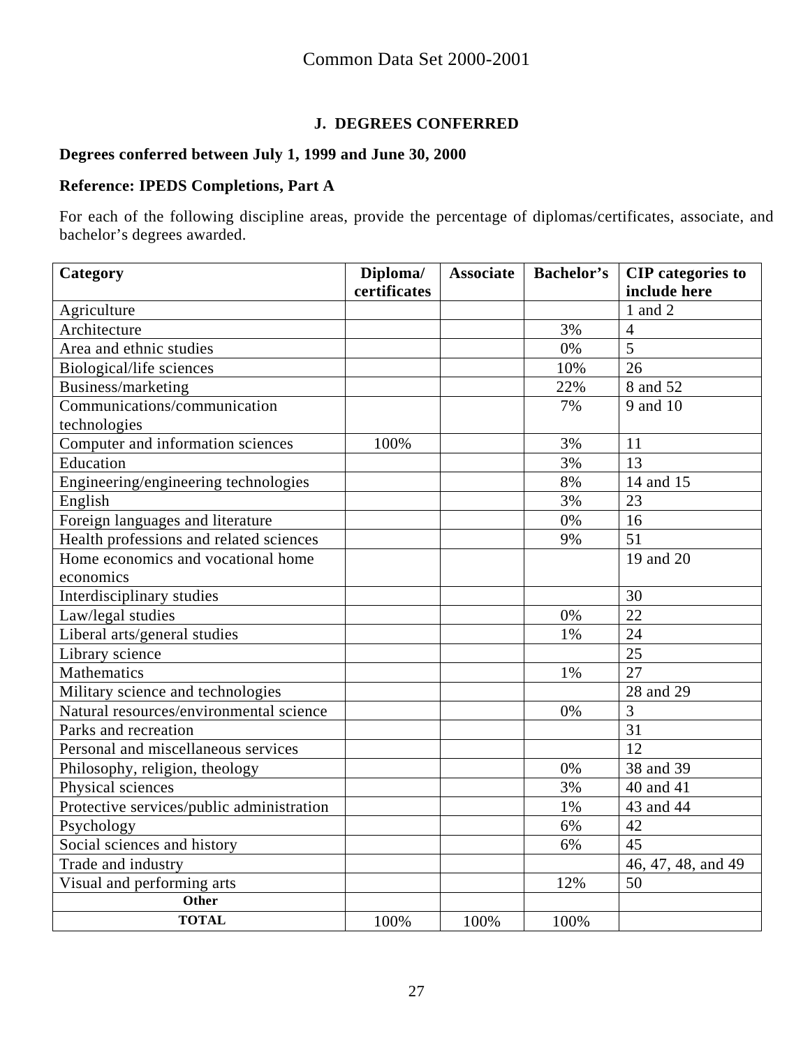Common Data Set 2000-2001

## J. DEGREES CONFERRED

**Degrees conferred between July 1, 1999 and June 30, 2000**

**Reference: IPEDS Completions, Part A**

For each of the following discipline areas, provide the percentage of diplomas/certificates, associate, and bachelor's degrees awarded.

| Category | Diploma/ certificates | Associate | Bachelor's | CIP categories to include here |
|---|---|---|---|---|
| Agriculture | | | | 1 and 2 |
| Architecture | | | 3% | 4 |
| Area and ethnic studies | | | 0% | 5 |
| Biological/life sciences | | | 10% | 26 |
| Business/marketing | | | 22% | 8 and 52 |
| Communications/communication technologies | | | 7% | 9 and 10 |
| Computer and information sciences | 100% | | 3% | 11 |
| Education | | | 3% | 13 |
| Engineering/engineering technologies | | | 8% | 14 and 15 |
| English | | | 3% | 23 |
| Foreign languages and literature | | | 0% | 16 |
| Health professions and related sciences | | | 9% | 51 |
| Home economics and vocational home economics | | | | 19 and 20 |
| Interdisciplinary studies | | | | 30 |
| Law/legal studies | | | 0% | 22 |
| Liberal arts/general studies | | | 1% | 24 |
| Library science | | | | 25 |
| Mathematics | | | 1% | 27 |
| Military science and technologies | | | | 28 and 29 |
| Natural resources/environmental science | | | 0% | 3 |
| Parks and recreation | | | | 31 |
| Personal and miscellaneous services | | | | 12 |
| Philosophy, religion, theology | | | 0% | 38 and 39 |
| Physical sciences | | | 3% | 40 and 41 |
| Protective services/public administration | | | 1% | 43 and 44 |
| Psychology | | | 6% | 42 |
| Social sciences and history | | | 6% | 45 |
| Trade and industry | | | | 46, 47, 48, and 49 |
| Visual and performing arts | | | 12% | 50 |
| **Other** | | | | |
| **TOTAL** | 100% | 100% | 100% | |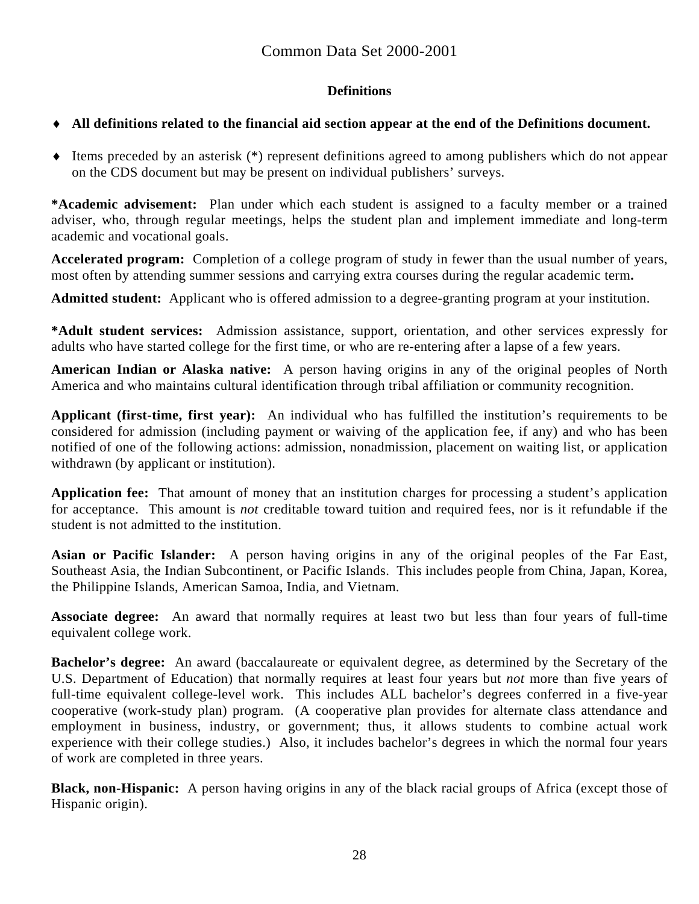# Common Data Set 2000-2001

## Definitions

- **All definitions related to the financial aid section appear at the end of the Definitions document.**
- Items preceded by an asterisk (*) represent definitions agreed to among publishers which do not appear on the CDS document but may be present on individual publishers' surveys.

**\*Academic advisement:** Plan under which each student is assigned to a faculty member or a trained adviser, who, through regular meetings, helps the student plan and implement immediate and long-term academic and vocational goals.

**Accelerated program:** Completion of a college program of study in fewer than the usual number of years, most often by attending summer sessions and carrying extra courses during the regular academic term**.**

**Admitted student:** Applicant who is offered admission to a degree-granting program at your institution.

**\*Adult student services:** Admission assistance, support, orientation, and other services expressly for adults who have started college for the first time, or who are re-entering after a lapse of a few years.

**American Indian or Alaska native:** A person having origins in any of the original peoples of North America and who maintains cultural identification through tribal affiliation or community recognition.

**Applicant (first-time, first year):** An individual who has fulfilled the institution's requirements to be considered for admission (including payment or waiving of the application fee, if any) and who has been notified of one of the following actions: admission, nonadmission, placement on waiting list, or application withdrawn (by applicant or institution).

**Application fee:** That amount of money that an institution charges for processing a student's application for acceptance. This amount is *not* creditable toward tuition and required fees, nor is it refundable if the student is not admitted to the institution.

**Asian or Pacific Islander:** A person having origins in any of the original peoples of the Far East, Southeast Asia, the Indian Subcontinent, or Pacific Islands. This includes people from China, Japan, Korea, the Philippine Islands, American Samoa, India, and Vietnam.

**Associate degree:** An award that normally requires at least two but less than four years of full-time equivalent college work.

**Bachelor's degree:** An award (baccalaureate or equivalent degree, as determined by the Secretary of the U.S. Department of Education) that normally requires at least four years but *not* more than five years of full-time equivalent college-level work. This includes ALL bachelor's degrees conferred in a five-year cooperative (work-study plan) program. (A cooperative plan provides for alternate class attendance and employment in business, industry, or government; thus, it allows students to combine actual work experience with their college studies.) Also, it includes bachelor's degrees in which the normal four years of work are completed in three years.

**Black, non-Hispanic:** A person having origins in any of the black racial groups of Africa (except those of Hispanic origin).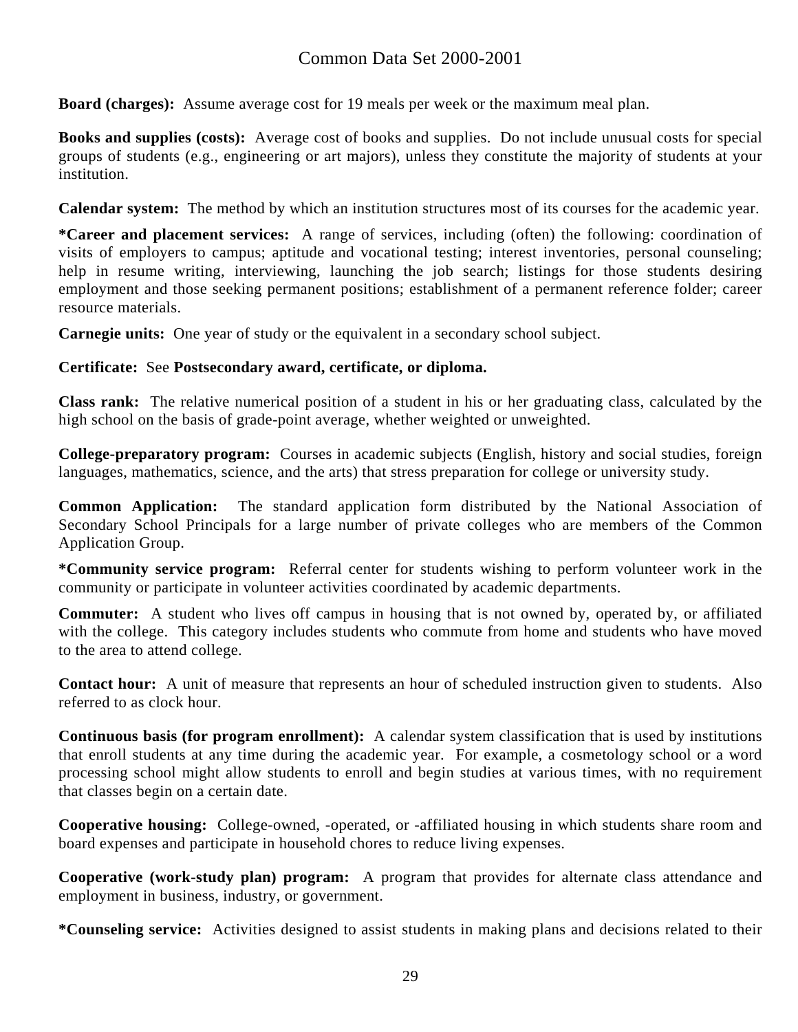**Board (charges):** Assume average cost for 19 meals per week or the maximum meal plan.

**Books and supplies (costs):** Average cost of books and supplies. Do not include unusual costs for special groups of students (e.g., engineering or art majors), unless they constitute the majority of students at your institution.

**Calendar system:** The method by which an institution structures most of its courses for the academic year.

**\*Career and placement services:** A range of services, including (often) the following: coordination of visits of employers to campus; aptitude and vocational testing; interest inventories, personal counseling; help in resume writing, interviewing, launching the job search; listings for those students desiring employment and those seeking permanent positions; establishment of a permanent reference folder; career resource materials.

**Carnegie units:** One year of study or the equivalent in a secondary school subject.

**Certificate:** See **Postsecondary award, certificate, or diploma.**

**Class rank:** The relative numerical position of a student in his or her graduating class, calculated by the high school on the basis of grade-point average, whether weighted or unweighted.

**College-preparatory program:** Courses in academic subjects (English, history and social studies, foreign languages, mathematics, science, and the arts) that stress preparation for college or university study.

**Common Application:** The standard application form distributed by the National Association of Secondary School Principals for a large number of private colleges who are members of the Common Application Group.

**\*Community service program:** Referral center for students wishing to perform volunteer work in the community or participate in volunteer activities coordinated by academic departments.

**Commuter:** A student who lives off campus in housing that is not owned by, operated by, or affiliated with the college. This category includes students who commute from home and students who have moved to the area to attend college.

**Contact hour:** A unit of measure that represents an hour of scheduled instruction given to students. Also referred to as clock hour.

**Continuous basis (for program enrollment):** A calendar system classification that is used by institutions that enroll students at any time during the academic year. For example, a cosmetology school or a word processing school might allow students to enroll and begin studies at various times, with no requirement that classes begin on a certain date.

**Cooperative housing:** College-owned, -operated, or -affiliated housing in which students share room and board expenses and participate in household chores to reduce living expenses.

**Cooperative (work-study plan) program:** A program that provides for alternate class attendance and employment in business, industry, or government.

**\*Counseling service:** Activities designed to assist students in making plans and decisions related to their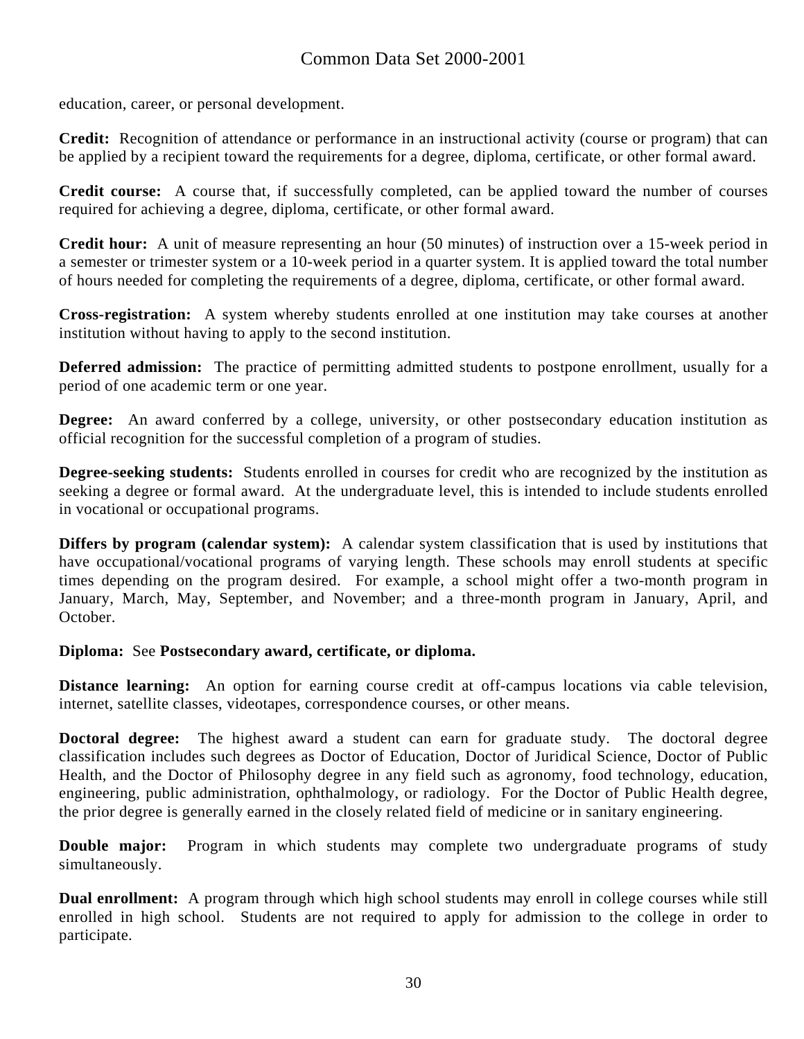education, career, or personal development.

**Credit:** Recognition of attendance or performance in an instructional activity (course or program) that can be applied by a recipient toward the requirements for a degree, diploma, certificate, or other formal award.

**Credit course:** A course that, if successfully completed, can be applied toward the number of courses required for achieving a degree, diploma, certificate, or other formal award.

**Credit hour:** A unit of measure representing an hour (50 minutes) of instruction over a 15-week period in a semester or trimester system or a 10-week period in a quarter system. It is applied toward the total number of hours needed for completing the requirements of a degree, diploma, certificate, or other formal award.

**Cross-registration:** A system whereby students enrolled at one institution may take courses at another institution without having to apply to the second institution.

**Deferred admission:** The practice of permitting admitted students to postpone enrollment, usually for a period of one academic term or one year.

**Degree:** An award conferred by a college, university, or other postsecondary education institution as official recognition for the successful completion of a program of studies.

**Degree-seeking students:** Students enrolled in courses for credit who are recognized by the institution as seeking a degree or formal award. At the undergraduate level, this is intended to include students enrolled in vocational or occupational programs.

**Differs by program (calendar system):** A calendar system classification that is used by institutions that have occupational/vocational programs of varying length. These schools may enroll students at specific times depending on the program desired. For example, a school might offer a two-month program in January, March, May, September, and November; and a three-month program in January, April, and October.

**Diploma:** See **Postsecondary award, certificate, or diploma.**

**Distance learning:** An option for earning course credit at off-campus locations via cable television, internet, satellite classes, videotapes, correspondence courses, or other means.

**Doctoral degree:** The highest award a student can earn for graduate study. The doctoral degree classification includes such degrees as Doctor of Education, Doctor of Juridical Science, Doctor of Public Health, and the Doctor of Philosophy degree in any field such as agronomy, food technology, education, engineering, public administration, ophthalmology, or radiology. For the Doctor of Public Health degree, the prior degree is generally earned in the closely related field of medicine or in sanitary engineering.

**Double major:** Program in which students may complete two undergraduate programs of study simultaneously.

**Dual enrollment:** A program through which high school students may enroll in college courses while still enrolled in high school. Students are not required to apply for admission to the college in order to participate.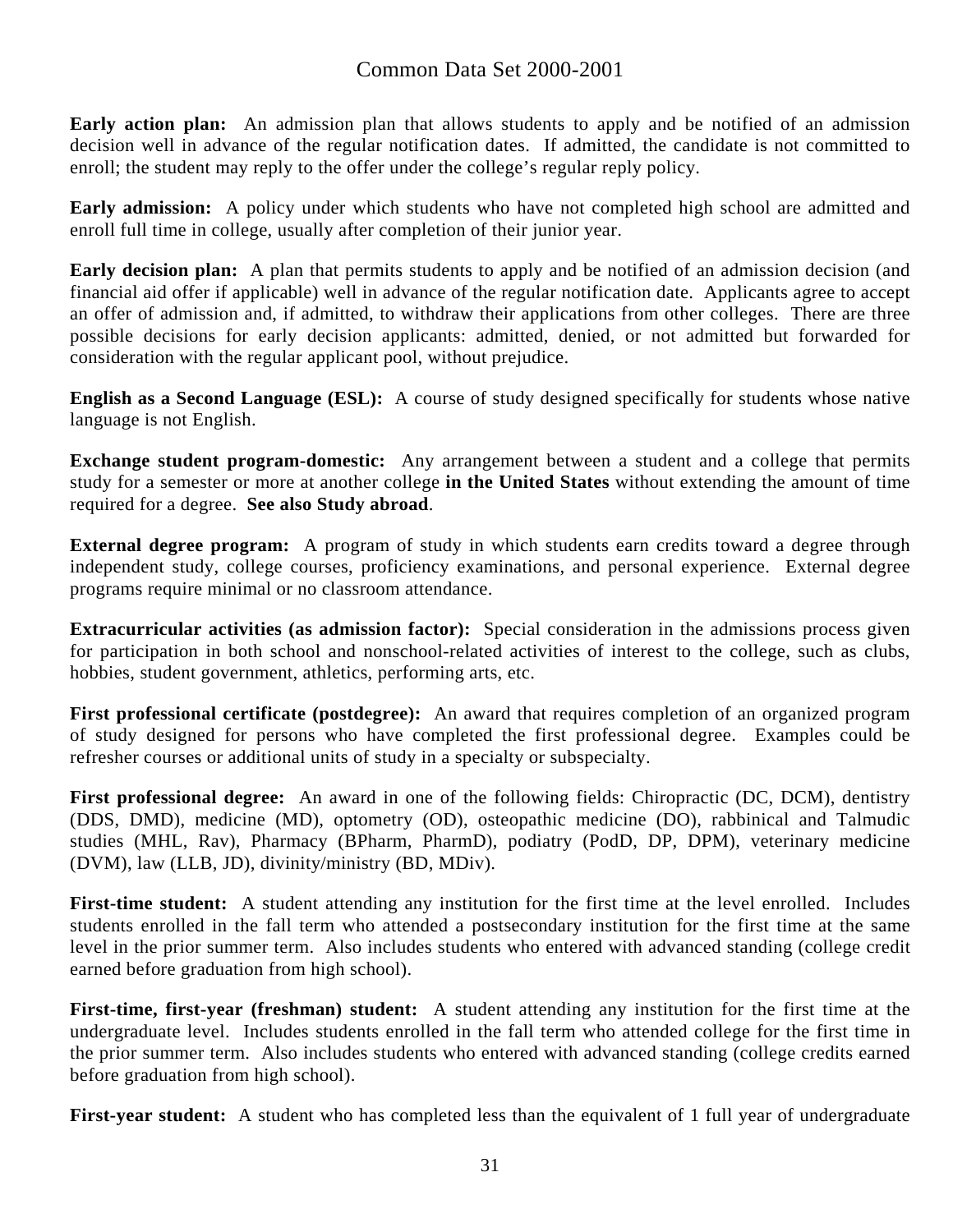**Early action plan:** An admission plan that allows students to apply and be notified of an admission decision well in advance of the regular notification dates. If admitted, the candidate is not committed to enroll; the student may reply to the offer under the college's regular reply policy.

**Early admission:** A policy under which students who have not completed high school are admitted and enroll full time in college, usually after completion of their junior year.

**Early decision plan:** A plan that permits students to apply and be notified of an admission decision (and financial aid offer if applicable) well in advance of the regular notification date. Applicants agree to accept an offer of admission and, if admitted, to withdraw their applications from other colleges. There are three possible decisions for early decision applicants: admitted, denied, or not admitted but forwarded for consideration with the regular applicant pool, without prejudice.

**English as a Second Language (ESL):** A course of study designed specifically for students whose native language is not English.

**Exchange student program-domestic:** Any arrangement between a student and a college that permits study for a semester or more at another college **in the United States** without extending the amount of time required for a degree. **See also Study abroad**.

**External degree program:** A program of study in which students earn credits toward a degree through independent study, college courses, proficiency examinations, and personal experience. External degree programs require minimal or no classroom attendance.

**Extracurricular activities (as admission factor):** Special consideration in the admissions process given for participation in both school and nonschool-related activities of interest to the college, such as clubs, hobbies, student government, athletics, performing arts, etc.

**First professional certificate (postdegree):** An award that requires completion of an organized program of study designed for persons who have completed the first professional degree. Examples could be refresher courses or additional units of study in a specialty or subspecialty.

**First professional degree:** An award in one of the following fields: Chiropractic (DC, DCM), dentistry (DDS, DMD), medicine (MD), optometry (OD), osteopathic medicine (DO), rabbinical and Talmudic studies (MHL, Rav), Pharmacy (BPharm, PharmD), podiatry (PodD, DP, DPM), veterinary medicine (DVM), law (LLB, JD), divinity/ministry (BD, MDiv).

**First-time student:** A student attending any institution for the first time at the level enrolled. Includes students enrolled in the fall term who attended a postsecondary institution for the first time at the same level in the prior summer term. Also includes students who entered with advanced standing (college credit earned before graduation from high school).

**First-time, first-year (freshman) student:** A student attending any institution for the first time at the undergraduate level. Includes students enrolled in the fall term who attended college for the first time in the prior summer term. Also includes students who entered with advanced standing (college credits earned before graduation from high school).

**First-year student:** A student who has completed less than the equivalent of 1 full year of undergraduate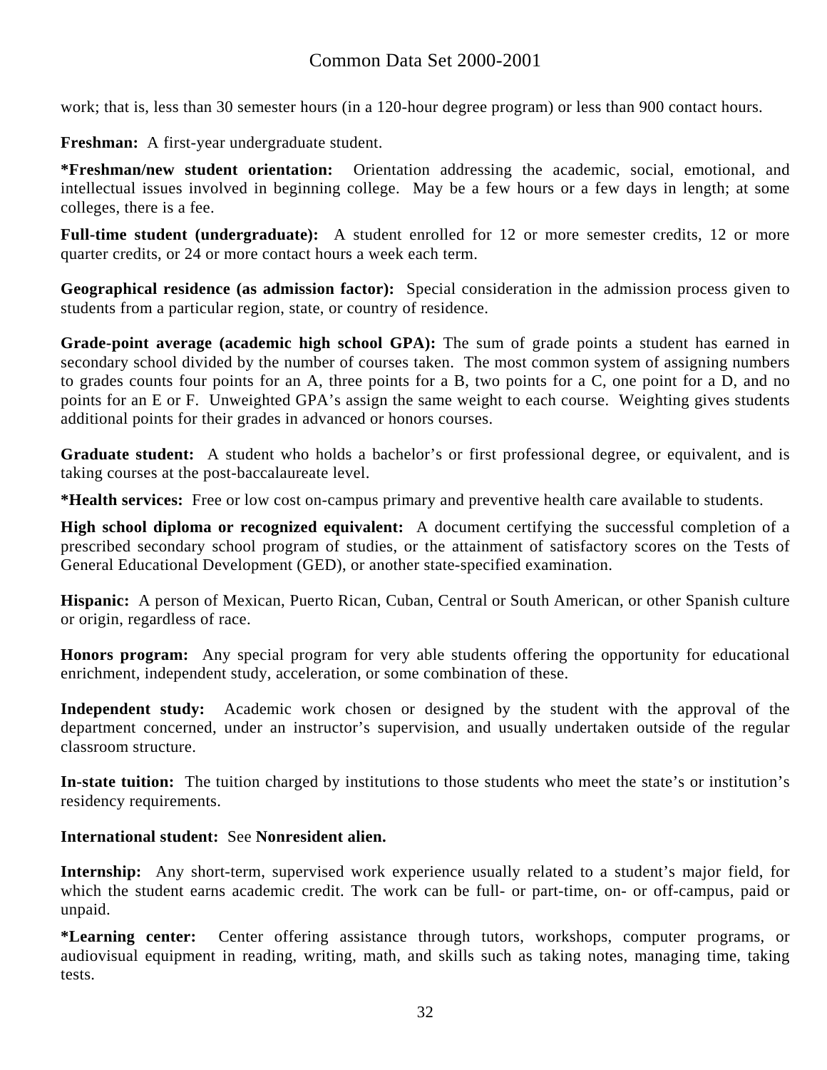work; that is, less than 30 semester hours (in a 120-hour degree program) or less than 900 contact hours.

**Freshman:** A first-year undergraduate student.

***Freshman/new student orientation:** Orientation addressing the academic, social, emotional, and intellectual issues involved in beginning college. May be a few hours or a few days in length; at some colleges, there is a fee.

**Full-time student (undergraduate):** A student enrolled for 12 or more semester credits, 12 or more quarter credits, or 24 or more contact hours a week each term.

**Geographical residence (as admission factor):** Special consideration in the admission process given to students from a particular region, state, or country of residence.

**Grade-point average (academic high school GPA):** The sum of grade points a student has earned in secondary school divided by the number of courses taken. The most common system of assigning numbers to grades counts four points for an A, three points for a B, two points for a C, one point for a D, and no points for an E or F. Unweighted GPA's assign the same weight to each course. Weighting gives students additional points for their grades in advanced or honors courses.

**Graduate student:** A student who holds a bachelor's or first professional degree, or equivalent, and is taking courses at the post-baccalaureate level.

***Health services:** Free or low cost on-campus primary and preventive health care available to students.

**High school diploma or recognized equivalent:** A document certifying the successful completion of a prescribed secondary school program of studies, or the attainment of satisfactory scores on the Tests of General Educational Development (GED), or another state-specified examination.

**Hispanic:** A person of Mexican, Puerto Rican, Cuban, Central or South American, or other Spanish culture or origin, regardless of race.

**Honors program:** Any special program for very able students offering the opportunity for educational enrichment, independent study, acceleration, or some combination of these.

**Independent study:** Academic work chosen or designed by the student with the approval of the department concerned, under an instructor's supervision, and usually undertaken outside of the regular classroom structure.

**In-state tuition:** The tuition charged by institutions to those students who meet the state's or institution's residency requirements.

**International student:** See **Nonresident alien.**

**Internship:** Any short-term, supervised work experience usually related to a student's major field, for which the student earns academic credit. The work can be full- or part-time, on- or off-campus, paid or unpaid.

***Learning center:** Center offering assistance through tutors, workshops, computer programs, or audiovisual equipment in reading, writing, math, and skills such as taking notes, managing time, taking tests.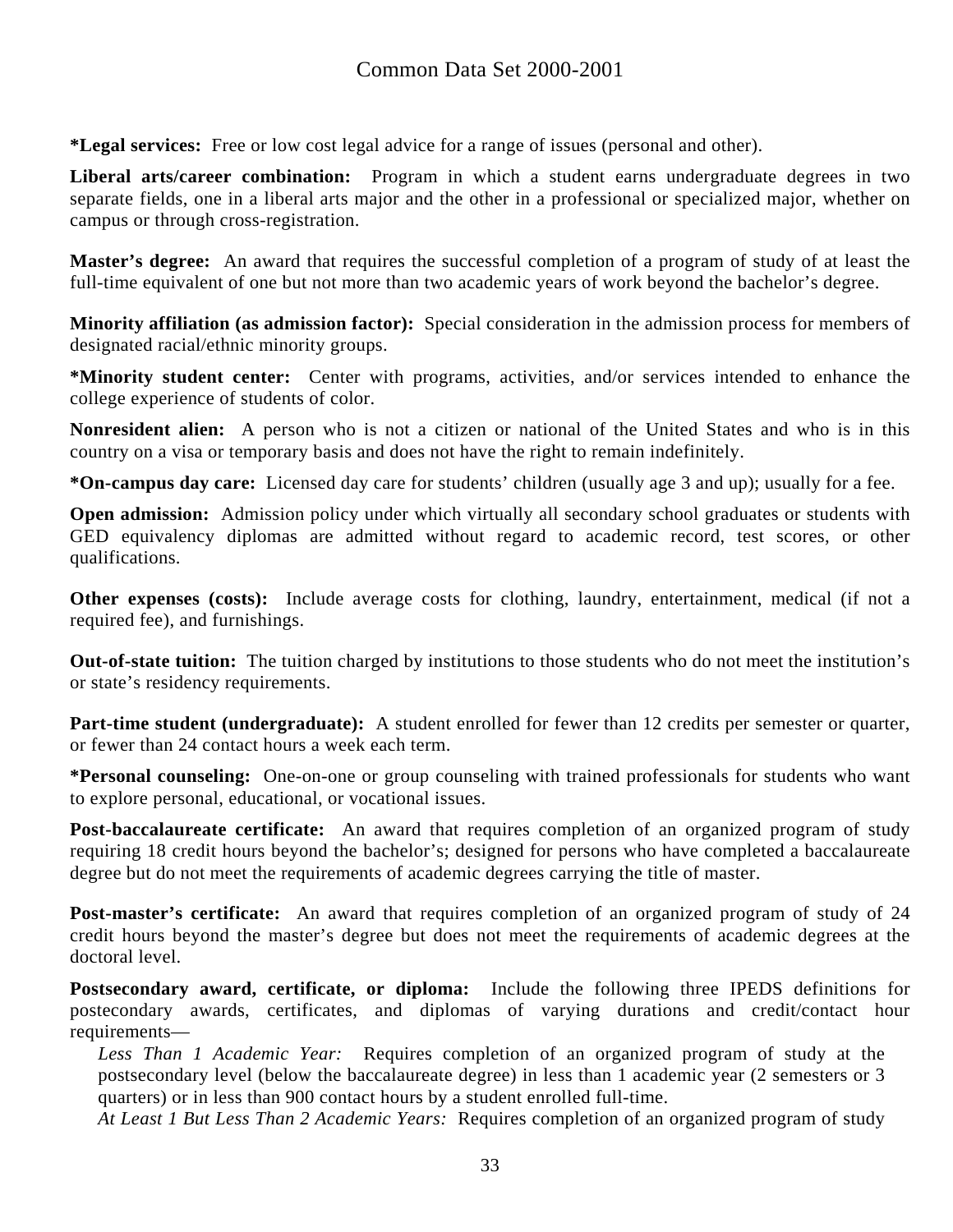**\*Legal services:** Free or low cost legal advice for a range of issues (personal and other).

**Liberal arts/career combination:** Program in which a student earns undergraduate degrees in two separate fields, one in a liberal arts major and the other in a professional or specialized major, whether on campus or through cross-registration.

**Master's degree:** An award that requires the successful completion of a program of study of at least the full-time equivalent of one but not more than two academic years of work beyond the bachelor's degree.

**Minority affiliation (as admission factor):** Special consideration in the admission process for members of designated racial/ethnic minority groups.

**\*Minority student center:** Center with programs, activities, and/or services intended to enhance the college experience of students of color.

**Nonresident alien:** A person who is not a citizen or national of the United States and who is in this country on a visa or temporary basis and does not have the right to remain indefinitely.

**\*On-campus day care:** Licensed day care for students' children (usually age 3 and up); usually for a fee.

**Open admission:** Admission policy under which virtually all secondary school graduates or students with GED equivalency diplomas are admitted without regard to academic record, test scores, or other qualifications.

**Other expenses (costs):** Include average costs for clothing, laundry, entertainment, medical (if not a required fee), and furnishings.

**Out-of-state tuition:** The tuition charged by institutions to those students who do not meet the institution's or state's residency requirements.

**Part-time student (undergraduate):** A student enrolled for fewer than 12 credits per semester or quarter, or fewer than 24 contact hours a week each term.

**\*Personal counseling:** One-on-one or group counseling with trained professionals for students who want to explore personal, educational, or vocational issues.

**Post-baccalaureate certificate:** An award that requires completion of an organized program of study requiring 18 credit hours beyond the bachelor's; designed for persons who have completed a baccalaureate degree but do not meet the requirements of academic degrees carrying the title of master.

**Post-master's certificate:** An award that requires completion of an organized program of study of 24 credit hours beyond the master's degree but does not meet the requirements of academic degrees at the doctoral level.

**Postsecondary award, certificate, or diploma:** Include the following three IPEDS definitions for postecondary awards, certificates, and diplomas of varying durations and credit/contact hour requirements—

*Less Than 1 Academic Year:* Requires completion of an organized program of study at the postsecondary level (below the baccalaureate degree) in less than 1 academic year (2 semesters or 3 quarters) or in less than 900 contact hours by a student enrolled full-time.

*At Least 1 But Less Than 2 Academic Years:* Requires completion of an organized program of study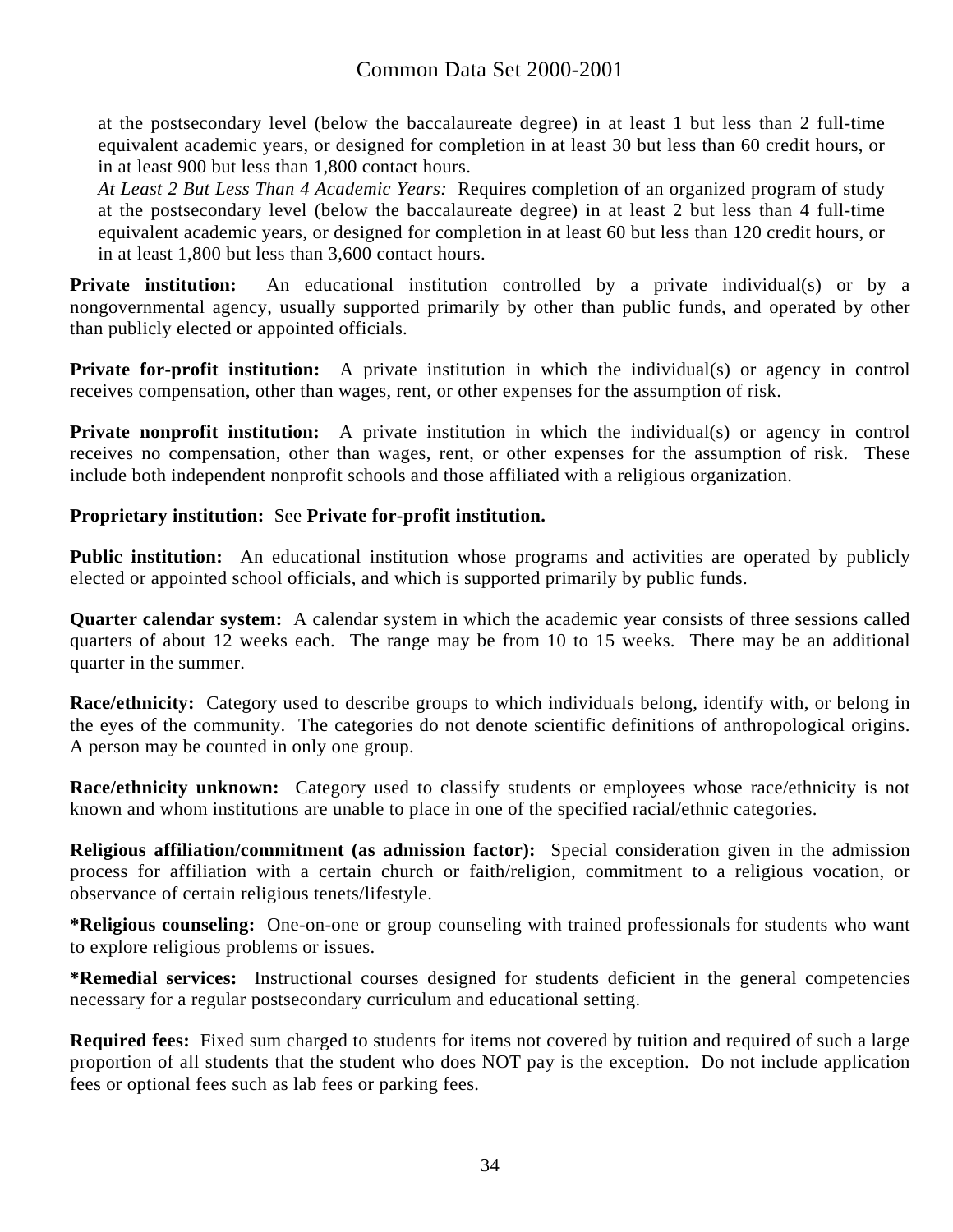at the postsecondary level (below the baccalaureate degree) in at least 1 but less than 2 full-time equivalent academic years, or designed for completion in at least 30 but less than 60 credit hours, or in at least 900 but less than 1,800 contact hours.

*At Least 2 But Less Than 4 Academic Years:* Requires completion of an organized program of study at the postsecondary level (below the baccalaureate degree) in at least 2 but less than 4 full-time equivalent academic years, or designed for completion in at least 60 but less than 120 credit hours, or in at least 1,800 but less than 3,600 contact hours.

**Private institution:** An educational institution controlled by a private individual(s) or by a nongovernmental agency, usually supported primarily by other than public funds, and operated by other than publicly elected or appointed officials.

**Private for-profit institution:** A private institution in which the individual(s) or agency in control receives compensation, other than wages, rent, or other expenses for the assumption of risk.

**Private nonprofit institution:** A private institution in which the individual(s) or agency in control receives no compensation, other than wages, rent, or other expenses for the assumption of risk. These include both independent nonprofit schools and those affiliated with a religious organization.

**Proprietary institution:** See **Private for-profit institution.**

**Public institution:** An educational institution whose programs and activities are operated by publicly elected or appointed school officials, and which is supported primarily by public funds.

**Quarter calendar system:** A calendar system in which the academic year consists of three sessions called quarters of about 12 weeks each. The range may be from 10 to 15 weeks. There may be an additional quarter in the summer.

**Race/ethnicity:** Category used to describe groups to which individuals belong, identify with, or belong in the eyes of the community. The categories do not denote scientific definitions of anthropological origins. A person may be counted in only one group.

**Race/ethnicity unknown:** Category used to classify students or employees whose race/ethnicity is not known and whom institutions are unable to place in one of the specified racial/ethnic categories.

**Religious affiliation/commitment (as admission factor):** Special consideration given in the admission process for affiliation with a certain church or faith/religion, commitment to a religious vocation, or observance of certain religious tenets/lifestyle.

**\*Religious counseling:** One-on-one or group counseling with trained professionals for students who want to explore religious problems or issues.

**\*Remedial services:** Instructional courses designed for students deficient in the general competencies necessary for a regular postsecondary curriculum and educational setting.

**Required fees:** Fixed sum charged to students for items not covered by tuition and required of such a large proportion of all students that the student who does NOT pay is the exception. Do not include application fees or optional fees such as lab fees or parking fees.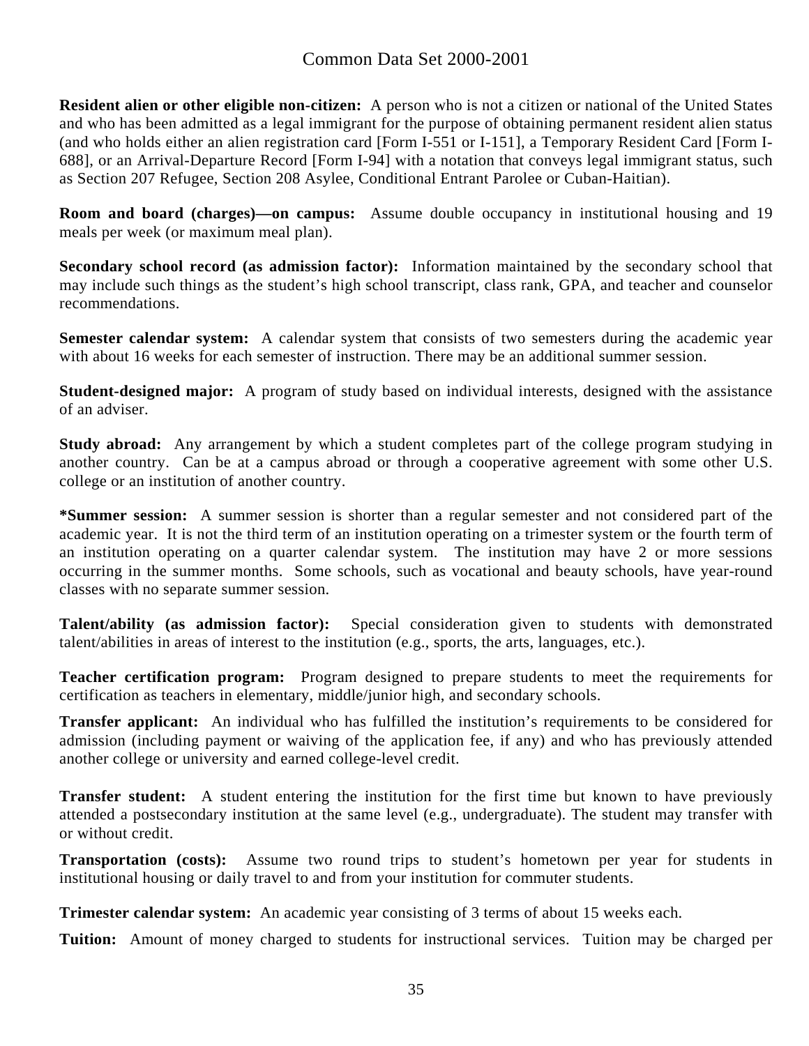**Resident alien or other eligible non-citizen:** A person who is not a citizen or national of the United States and who has been admitted as a legal immigrant for the purpose of obtaining permanent resident alien status (and who holds either an alien registration card [Form I-551 or I-151], a Temporary Resident Card [Form I-688], or an Arrival-Departure Record [Form I-94] with a notation that conveys legal immigrant status, such as Section 207 Refugee, Section 208 Asylee, Conditional Entrant Parolee or Cuban-Haitian).

**Room and board (charges)—on campus:** Assume double occupancy in institutional housing and 19 meals per week (or maximum meal plan).

**Secondary school record (as admission factor):** Information maintained by the secondary school that may include such things as the student's high school transcript, class rank, GPA, and teacher and counselor recommendations.

**Semester calendar system:** A calendar system that consists of two semesters during the academic year with about 16 weeks for each semester of instruction. There may be an additional summer session.

**Student-designed major:** A program of study based on individual interests, designed with the assistance of an adviser.

**Study abroad:** Any arrangement by which a student completes part of the college program studying in another country. Can be at a campus abroad or through a cooperative agreement with some other U.S. college or an institution of another country.

***Summer session:** A summer session is shorter than a regular semester and not considered part of the academic year. It is not the third term of an institution operating on a trimester system or the fourth term of an institution operating on a quarter calendar system. The institution may have 2 or more sessions occurring in the summer months. Some schools, such as vocational and beauty schools, have year-round classes with no separate summer session.

**Talent/ability (as admission factor):** Special consideration given to students with demonstrated talent/abilities in areas of interest to the institution (e.g., sports, the arts, languages, etc.).

**Teacher certification program:** Program designed to prepare students to meet the requirements for certification as teachers in elementary, middle/junior high, and secondary schools.

**Transfer applicant:** An individual who has fulfilled the institution's requirements to be considered for admission (including payment or waiving of the application fee, if any) and who has previously attended another college or university and earned college-level credit.

**Transfer student:** A student entering the institution for the first time but known to have previously attended a postsecondary institution at the same level (e.g., undergraduate). The student may transfer with or without credit.

**Transportation (costs):** Assume two round trips to student's hometown per year for students in institutional housing or daily travel to and from your institution for commuter students.

**Trimester calendar system:** An academic year consisting of 3 terms of about 15 weeks each.

**Tuition:** Amount of money charged to students for instructional services. Tuition may be charged per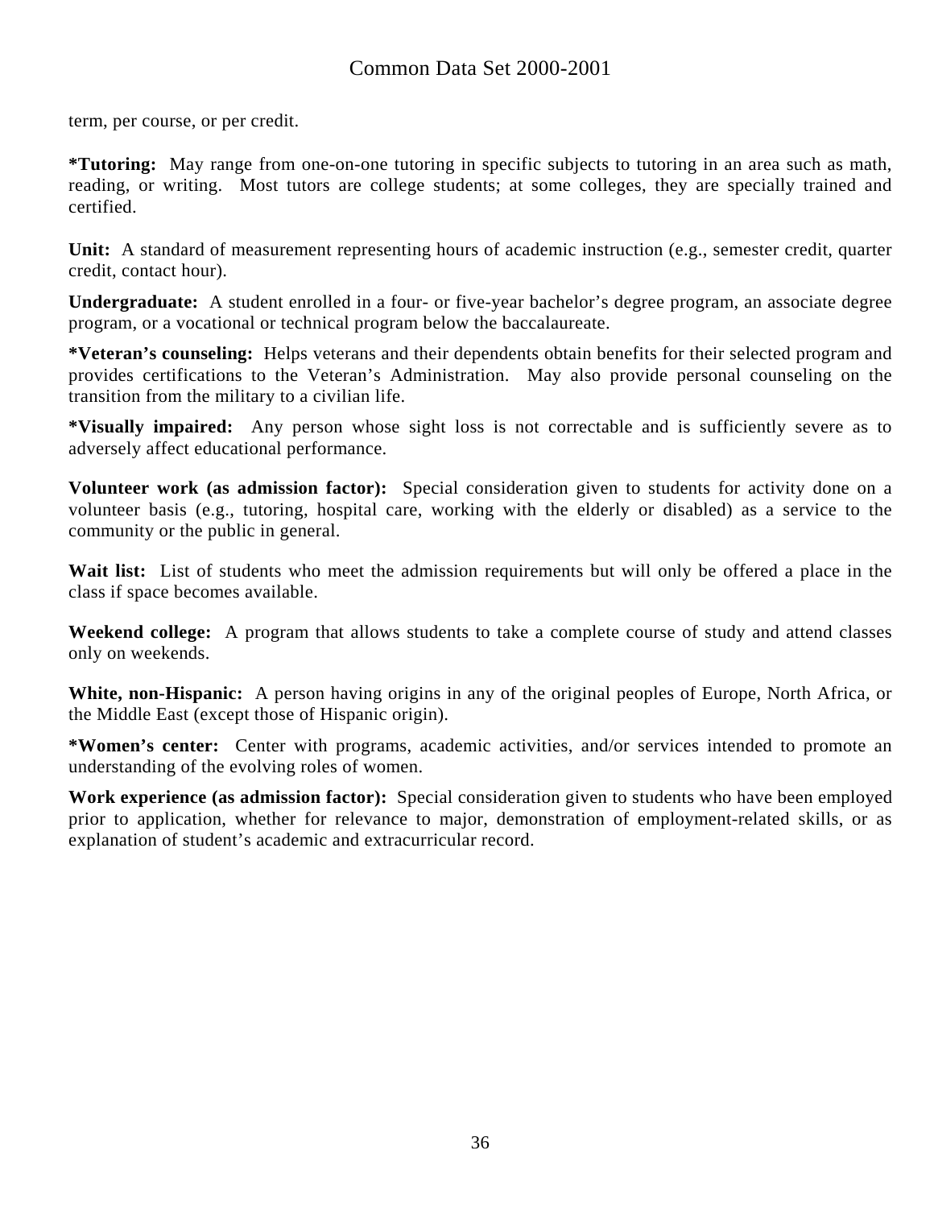term, per course, or per credit.

***Tutoring:** May range from one-on-one tutoring in specific subjects to tutoring in an area such as math, reading, or writing. Most tutors are college students; at some colleges, they are specially trained and certified.

**Unit:** A standard of measurement representing hours of academic instruction (e.g., semester credit, quarter credit, contact hour).

**Undergraduate:** A student enrolled in a four- or five-year bachelor's degree program, an associate degree program, or a vocational or technical program below the baccalaureate.

***Veteran's counseling:** Helps veterans and their dependents obtain benefits for their selected program and provides certifications to the Veteran's Administration. May also provide personal counseling on the transition from the military to a civilian life.

***Visually impaired:** Any person whose sight loss is not correctable and is sufficiently severe as to adversely affect educational performance.

**Volunteer work (as admission factor):** Special consideration given to students for activity done on a volunteer basis (e.g., tutoring, hospital care, working with the elderly or disabled) as a service to the community or the public in general.

**Wait list:** List of students who meet the admission requirements but will only be offered a place in the class if space becomes available.

**Weekend college:** A program that allows students to take a complete course of study and attend classes only on weekends.

**White, non-Hispanic:** A person having origins in any of the original peoples of Europe, North Africa, or the Middle East (except those of Hispanic origin).

***Women's center:** Center with programs, academic activities, and/or services intended to promote an understanding of the evolving roles of women.

**Work experience (as admission factor):** Special consideration given to students who have been employed prior to application, whether for relevance to major, demonstration of employment-related skills, or as explanation of student's academic and extracurricular record.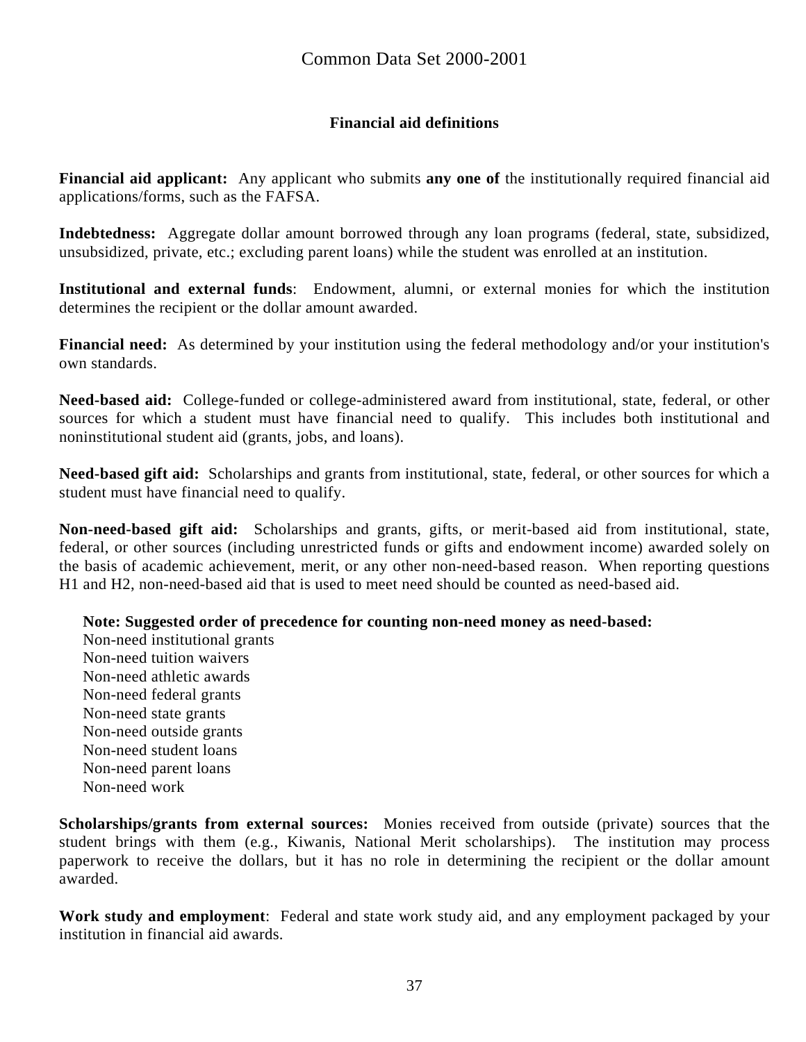## Financial aid definitions

**Financial aid applicant:** Any applicant who submits **any one of** the institutionally required financial aid applications/forms, such as the FAFSA.

**Indebtedness:** Aggregate dollar amount borrowed through any loan programs (federal, state, subsidized, unsubsidized, private, etc.; excluding parent loans) while the student was enrolled at an institution.

**Institutional and external funds**: Endowment, alumni, or external monies for which the institution determines the recipient or the dollar amount awarded.

**Financial need:** As determined by your institution using the federal methodology and/or your institution's own standards.

**Need-based aid:** College-funded or college-administered award from institutional, state, federal, or other sources for which a student must have financial need to qualify. This includes both institutional and noninstitutional student aid (grants, jobs, and loans).

**Need-based gift aid:** Scholarships and grants from institutional, state, federal, or other sources for which a student must have financial need to qualify.

**Non-need-based gift aid:** Scholarships and grants, gifts, or merit-based aid from institutional, state, federal, or other sources (including unrestricted funds or gifts and endowment income) awarded solely on the basis of academic achievement, merit, or any other non-need-based reason. When reporting questions H1 and H2, non-need-based aid that is used to meet need should be counted as need-based aid.

**Note: Suggested order of precedence for counting non-need money as need-based:**
Non-need institutional grants
Non-need tuition waivers
Non-need athletic awards
Non-need federal grants
Non-need state grants
Non-need outside grants
Non-need student loans
Non-need parent loans
Non-need work

**Scholarships/grants from external sources:** Monies received from outside (private) sources that the student brings with them (e.g., Kiwanis, National Merit scholarships). The institution may process paperwork to receive the dollars, but it has no role in determining the recipient or the dollar amount awarded.

**Work study and employment**: Federal and state work study aid, and any employment packaged by your institution in financial aid awards.